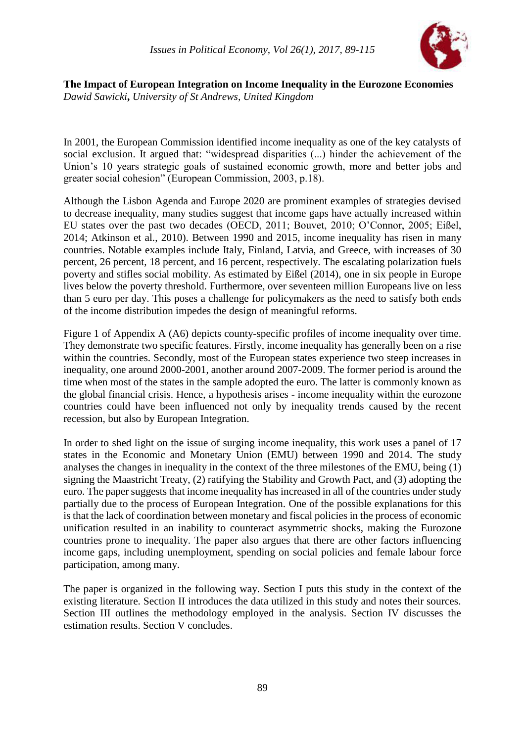# The Impact of European Integration on Income Inequality in the Eurozone Economies

*Dawid Sawicki, University of St Andrews, United Kingdom*

In 2001, the European Commission identified income inequality as one of the key catalysts of social exclusion. It argued that: "widespread disparities (...) hinder the achievement of the Union's 10 years strategic goals of sustained economic growth, more and better jobs and greater social cohesion" (European Commission, 2003, p.18).

Although the Lisbon Agenda and Europe 2020 are prominent examples of strategies devised to decrease inequality, many studies suggest that income gaps have actually increased within EU states over the past two decades (OECD, 2011; Bouvet, 2010; O'Connor, 2005; Eißel, 2014; Atkinson et al., 2010). Between 1990 and 2015, income inequality has risen in many countries. Notable examples include Italy, Finland, Latvia, and Greece, with increases of 30 percent, 26 percent, 18 percent, and 16 percent, respectively. The escalating polarization fuels poverty and stifles social mobility. As estimated by Eißel (2014), one in six people in Europe lives below the poverty threshold. Furthermore, over seventeen million Europeans live on less than 5 euro per day. This poses a challenge for policymakers as the need to satisfy both ends of the income distribution impedes the design of meaningful reforms.

Figure 1 of Appendix A (A6) depicts county-specific profiles of income inequality over time. They demonstrate two specific features. Firstly, income inequality has generally been on a rise within the countries. Secondly, most of the European states experience two steep increases in inequality, one around 2000-2001, another around 2007-2009. The former period is around the time when most of the states in the sample adopted the euro. The latter is commonly known as the global financial crisis. Hence, a hypothesis arises - income inequality within the eurozone countries could have been influenced not only by inequality trends caused by the recent recession, but also by European Integration.

In order to shed light on the issue of surging income inequality, this work uses a panel of 17 states in the Economic and Monetary Union (EMU) between 1990 and 2014. The study analyses the changes in inequality in the context of the three milestones of the EMU, being (1) signing the Maastricht Treaty, (2) ratifying the Stability and Growth Pact, and (3) adopting the euro. The paper suggests that income inequality has increased in all of the countries under study partially due to the process of European Integration. One of the possible explanations for this is that the lack of coordination between monetary and fiscal policies in the process of economic unification resulted in an inability to counteract asymmetric shocks, making the Eurozone countries prone to inequality. The paper also argues that there are other factors influencing income gaps, including unemployment, spending on social policies and female labour force participation, among many.

The paper is organized in the following way. Section I puts this study in the context of the existing literature. Section II introduces the data utilized in this study and notes their sources. Section III outlines the methodology employed in the analysis. Section IV discusses the estimation results. Section V concludes.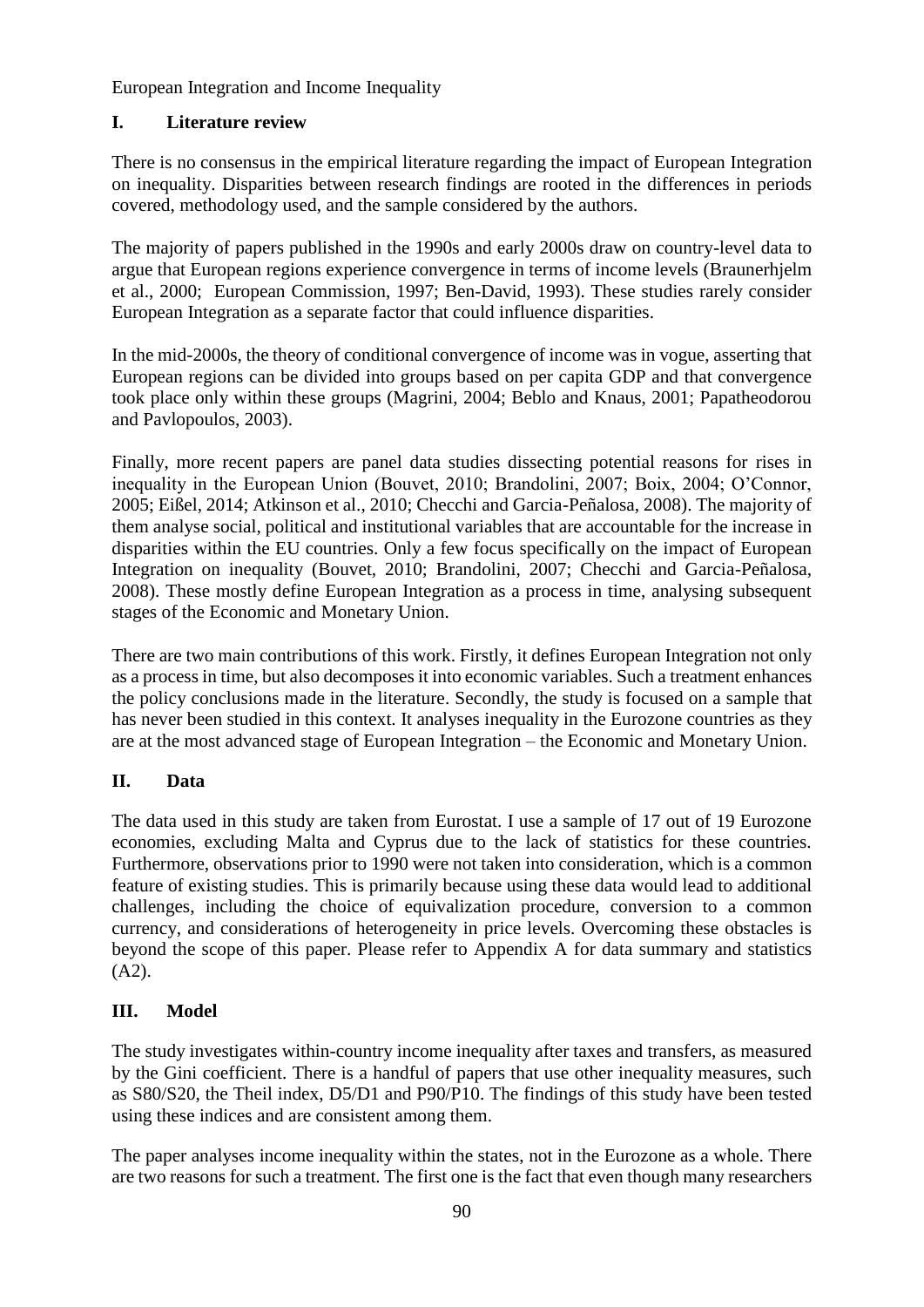European Integration and Income Inequality

## I. Literature review

There is no consensus in the empirical literature regarding the impact of European Integration on inequality. Disparities between research findings are rooted in the differences in periods covered, methodology used, and the sample considered by the authors.

The majority of papers published in the 1990s and early 2000s draw on country-level data to argue that European regions experience convergence in terms of income levels (Braunerhjelm et al., 2000; European Commission, 1997; Ben-David, 1993). These studies rarely consider European Integration as a separate factor that could influence disparities.

In the mid-2000s, the theory of conditional convergence of income was in vogue, asserting that European regions can be divided into groups based on per capita GDP and that convergence took place only within these groups (Magrini, 2004; Beblo and Knaus, 2001; Papatheodorou and Pavlopoulos, 2003).

Finally, more recent papers are panel data studies dissecting potential reasons for rises in inequality in the European Union (Bouvet, 2010; Brandolini, 2007; Boix, 2004; O'Connor, 2005; Eißel, 2014; Atkinson et al., 2010; Checchi and Garcia-Peñalosa, 2008). The majority of them analyse social, political and institutional variables that are accountable for the increase in disparities within the EU countries. Only a few focus specifically on the impact of European Integration on inequality (Bouvet, 2010; Brandolini, 2007; Checchi and Garcia-Peñalosa, 2008). These mostly define European Integration as a process in time, analysing subsequent stages of the Economic and Monetary Union.

There are two main contributions of this work. Firstly, it defines European Integration not only as a process in time, but also decomposes it into economic variables. Such a treatment enhances the policy conclusions made in the literature. Secondly, the study is focused on a sample that has never been studied in this context. It analyses inequality in the Eurozone countries as they are at the most advanced stage of European Integration – the Economic and Monetary Union.

## II. Data

The data used in this study are taken from Eurostat. I use a sample of 17 out of 19 Eurozone economies, excluding Malta and Cyprus due to the lack of statistics for these countries. Furthermore, observations prior to 1990 were not taken into consideration, which is a common feature of existing studies. This is primarily because using these data would lead to additional challenges, including the choice of equivalization procedure, conversion to a common currency, and considerations of heterogeneity in price levels. Overcoming these obstacles is beyond the scope of this paper. Please refer to Appendix A for data summary and statistics (A2).

## III. Model

The study investigates within-country income inequality after taxes and transfers, as measured by the Gini coefficient. There is a handful of papers that use other inequality measures, such as S80/S20, the Theil index, D5/D1 and P90/P10. The findings of this study have been tested using these indices and are consistent among them.

The paper analyses income inequality within the states, not in the Eurozone as a whole. There are two reasons for such a treatment. The first one is the fact that even though many researchers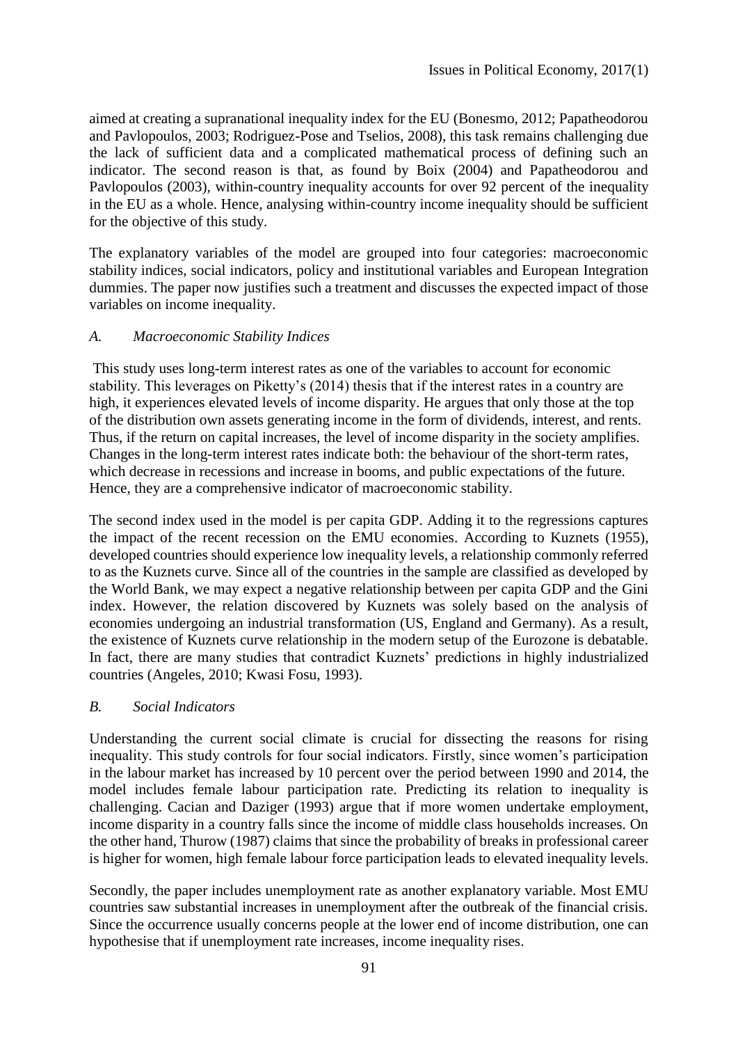aimed at creating a supranational inequality index for the EU (Bonesmo, 2012; Papatheodorou and Pavlopoulos, 2003; Rodriguez-Pose and Tselios, 2008), this task remains challenging due the lack of sufficient data and a complicated mathematical process of defining such an indicator. The second reason is that, as found by Boix (2004) and Papatheodorou and Pavlopoulos (2003), within-country inequality accounts for over 92 percent of the inequality in the EU as a whole. Hence, analysing within-country income inequality should be sufficient for the objective of this study.

The explanatory variables of the model are grouped into four categories: macroeconomic stability indices, social indicators, policy and institutional variables and European Integration dummies. The paper now justifies such a treatment and discusses the expected impact of those variables on income inequality.

### *A. Macroeconomic Stability Indices*

This study uses long-term interest rates as one of the variables to account for economic stability. This leverages on Piketty's (2014) thesis that if the interest rates in a country are high, it experiences elevated levels of income disparity. He argues that only those at the top of the distribution own assets generating income in the form of dividends, interest, and rents. Thus, if the return on capital increases, the level of income disparity in the society amplifies. Changes in the long-term interest rates indicate both: the behaviour of the short-term rates, which decrease in recessions and increase in booms, and public expectations of the future. Hence, they are a comprehensive indicator of macroeconomic stability.

The second index used in the model is per capita GDP. Adding it to the regressions captures the impact of the recent recession on the EMU economies. According to Kuznets (1955), developed countries should experience low inequality levels, a relationship commonly referred to as the Kuznets curve. Since all of the countries in the sample are classified as developed by the World Bank, we may expect a negative relationship between per capita GDP and the Gini index. However, the relation discovered by Kuznets was solely based on the analysis of economies undergoing an industrial transformation (US, England and Germany). As a result, the existence of Kuznets curve relationship in the modern setup of the Eurozone is debatable. In fact, there are many studies that contradict Kuznets' predictions in highly industrialized countries (Angeles, 2010; Kwasi Fosu, 1993).

### *B. Social Indicators*

Understanding the current social climate is crucial for dissecting the reasons for rising inequality. This study controls for four social indicators. Firstly, since women's participation in the labour market has increased by 10 percent over the period between 1990 and 2014, the model includes female labour participation rate. Predicting its relation to inequality is challenging. Cacian and Daziger (1993) argue that if more women undertake employment, income disparity in a country falls since the income of middle class households increases. On the other hand, Thurow (1987) claims that since the probability of breaks in professional career is higher for women, high female labour force participation leads to elevated inequality levels.

Secondly, the paper includes unemployment rate as another explanatory variable. Most EMU countries saw substantial increases in unemployment after the outbreak of the financial crisis. Since the occurrence usually concerns people at the lower end of income distribution, one can hypothesise that if unemployment rate increases, income inequality rises.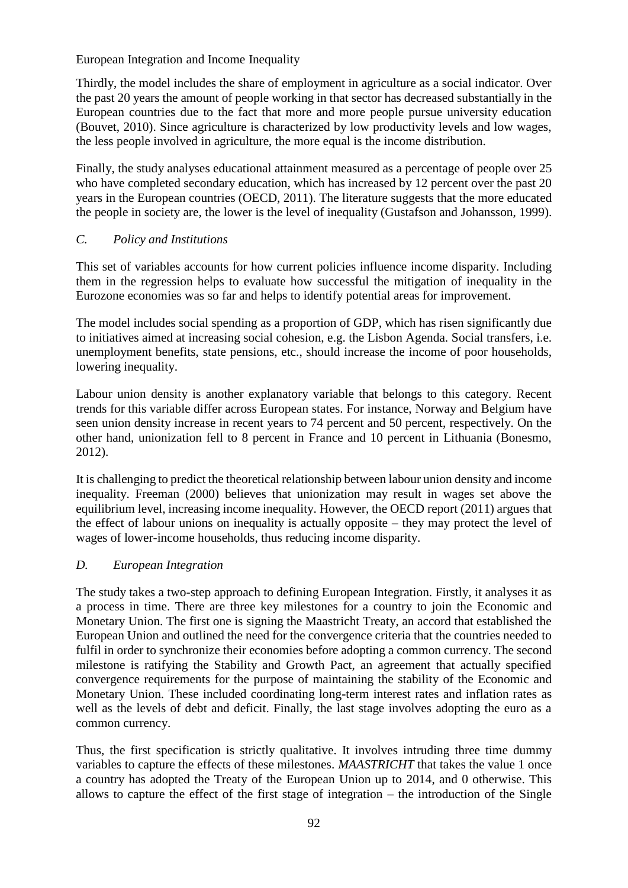Thirdly, the model includes the share of employment in agriculture as a social indicator. Over the past 20 years the amount of people working in that sector has decreased substantially in the European countries due to the fact that more and more people pursue university education (Bouvet, 2010). Since agriculture is characterized by low productivity levels and low wages, the less people involved in agriculture, the more equal is the income distribution.

Finally, the study analyses educational attainment measured as a percentage of people over 25 who have completed secondary education, which has increased by 12 percent over the past 20 years in the European countries (OECD, 2011). The literature suggests that the more educated the people in society are, the lower is the level of inequality (Gustafson and Johansson, 1999).

### *C. Policy and Institutions*

This set of variables accounts for how current policies influence income disparity. Including them in the regression helps to evaluate how successful the mitigation of inequality in the Eurozone economies was so far and helps to identify potential areas for improvement.

The model includes social spending as a proportion of GDP, which has risen significantly due to initiatives aimed at increasing social cohesion, e.g. the Lisbon Agenda. Social transfers, i.e. unemployment benefits, state pensions, etc., should increase the income of poor households, lowering inequality.

Labour union density is another explanatory variable that belongs to this category. Recent trends for this variable differ across European states. For instance, Norway and Belgium have seen union density increase in recent years to 74 percent and 50 percent, respectively. On the other hand, unionization fell to 8 percent in France and 10 percent in Lithuania (Bonesmo, 2012).

It is challenging to predict the theoretical relationship between labour union density and income inequality. Freeman (2000) believes that unionization may result in wages set above the equilibrium level, increasing income inequality. However, the OECD report (2011) argues that the effect of labour unions on inequality is actually opposite – they may protect the level of wages of lower-income households, thus reducing income disparity.

### *D. European Integration*

The study takes a two-step approach to defining European Integration. Firstly, it analyses it as a process in time. There are three key milestones for a country to join the Economic and Monetary Union. The first one is signing the Maastricht Treaty, an accord that established the European Union and outlined the need for the convergence criteria that the countries needed to fulfil in order to synchronize their economies before adopting a common currency. The second milestone is ratifying the Stability and Growth Pact, an agreement that actually specified convergence requirements for the purpose of maintaining the stability of the Economic and Monetary Union. These included coordinating long-term interest rates and inflation rates as well as the levels of debt and deficit. Finally, the last stage involves adopting the euro as a common currency.

Thus, the first specification is strictly qualitative. It involves intruding three time dummy variables to capture the effects of these milestones. *MAASTRICHT* that takes the value 1 once a country has adopted the Treaty of the European Union up to 2014, and 0 otherwise. This allows to capture the effect of the first stage of integration – the introduction of the Single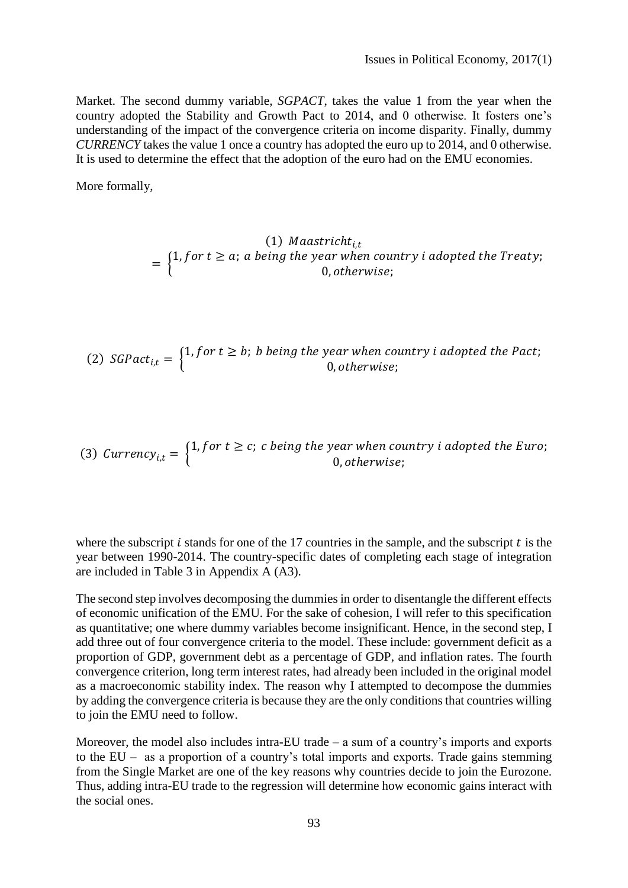Market. The second dummy variable, *SGPACT*, takes the value 1 from the year when the country adopted the Stability and Growth Pact to 2014, and 0 otherwise. It fosters one's understanding of the impact of the convergence criteria on income disparity. Finally, dummy *CURRENCY* takes the value 1 once a country has adopted the euro up to 2014, and 0 otherwise. It is used to determine the effect that the adoption of the euro had on the EMU economies.

More formally,

$$(1)\ Maastricht_{i,t} = \begin{cases} 1, for\ t \geq a;\ a\ being\ the\ year\ when\ country\ i\ adopted\ the\ Treaty; \\ 0, otherwise; \end{cases}$$

$$(2)\ SGPact_{i,t} = \begin{cases} 1, for\ t \geq b;\ b\ being\ the\ year\ when\ country\ i\ adopted\ the\ Pact; \\ 0, otherwise; \end{cases}$$

$$(3)\ Currency_{i,t} = \begin{cases} 1, for\ t \geq c;\ c\ being\ the\ year\ when\ country\ i\ adopted\ the\ Euro; \\ 0, otherwise; \end{cases}$$

where the subscript $i$ stands for one of the 17 countries in the sample, and the subscript $t$ is the year between 1990-2014. The country-specific dates of completing each stage of integration are included in Table 3 in Appendix A (A3).

The second step involves decomposing the dummies in order to disentangle the different effects of economic unification of the EMU. For the sake of cohesion, I will refer to this specification as quantitative; one where dummy variables become insignificant. Hence, in the second step, I add three out of four convergence criteria to the model. These include: government deficit as a proportion of GDP, government debt as a percentage of GDP, and inflation rates. The fourth convergence criterion, long term interest rates, had already been included in the original model as a macroeconomic stability index. The reason why I attempted to decompose the dummies by adding the convergence criteria is because they are the only conditions that countries willing to join the EMU need to follow.

Moreover, the model also includes intra-EU trade – a sum of a country's imports and exports to the EU – as a proportion of a country's total imports and exports. Trade gains stemming from the Single Market are one of the key reasons why countries decide to join the Eurozone. Thus, adding intra-EU trade to the regression will determine how economic gains interact with the social ones.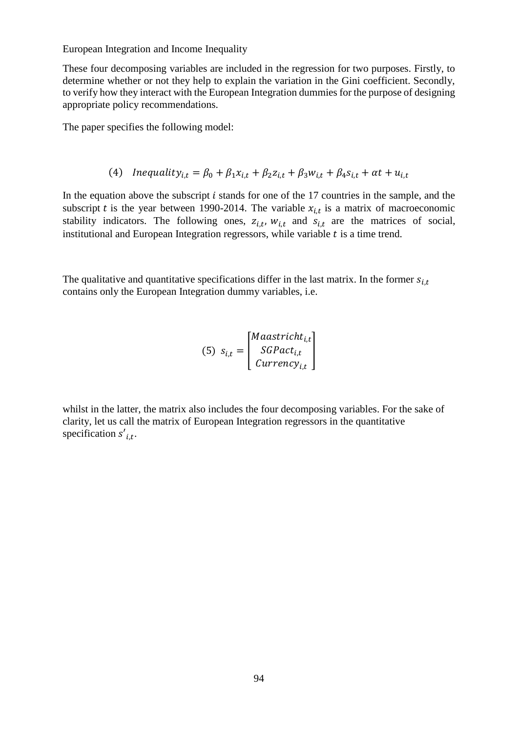These four decomposing variables are included in the regression for two purposes. Firstly, to determine whether or not they help to explain the variation in the Gini coefficient. Secondly, to verify how they interact with the European Integration dummies for the purpose of designing appropriate policy recommendations.

The paper specifies the following model:

$$(4) \quad Inequality_{i,t} = \beta_0 + \beta_1 x_{i,t} + \beta_2 z_{i,t} + \beta_3 w_{i,t} + \beta_4 s_{i,t} + \alpha t + u_{i,t}$$

In the equation above the subscript $i$ stands for one of the 17 countries in the sample, and the subscript $t$ is the year between 1990-2014. The variable $x_{i,t}$ is a matrix of macroeconomic stability indicators. The following ones, $z_{i,t}$, $w_{i,t}$ and $s_{i,t}$ are the matrices of social, institutional and European Integration regressors, while variable $t$ is a time trend.

The qualitative and quantitative specifications differ in the last matrix. In the former $s_{i,t}$ contains only the European Integration dummy variables, i.e.

$$(5) \quad s_{i,t} = \begin{bmatrix} Maastricht_{i,t} \\ SGPact_{i,t} \\ Currency_{i,t} \end{bmatrix}$$

whilst in the latter, the matrix also includes the four decomposing variables. For the sake of clarity, let us call the matrix of European Integration regressors in the quantitative specification $s'_{i,t}$.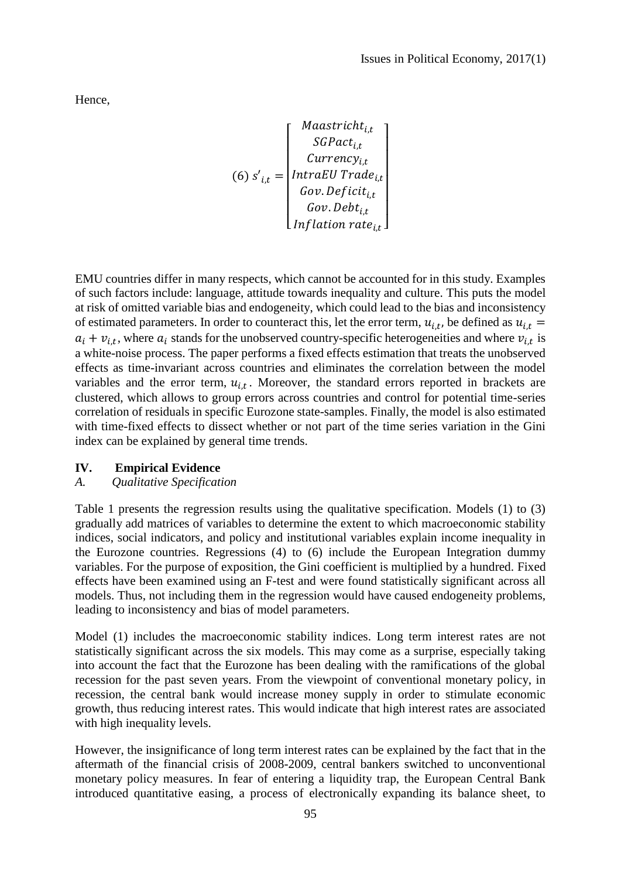Hence,

$$(6)\ s'_{i,t} = \begin{bmatrix} Maastricht_{i,t} \\ SGPact_{i,t} \\ Currency_{i,t} \\ IntraEU\ Trade_{i,t} \\ Gov.Deficit_{i,t} \\ Gov.Debt_{i,t} \\ Inflation\ rate_{i,t} \end{bmatrix}$$

EMU countries differ in many respects, which cannot be accounted for in this study. Examples of such factors include: language, attitude towards inequality and culture. This puts the model at risk of omitted variable bias and endogeneity, which could lead to the bias and inconsistency of estimated parameters. In order to counteract this, let the error term, $u_{i,t}$, be defined as $u_{i,t} = a_i + v_{i,t}$, where $a_i$ stands for the unobserved country-specific heterogeneities and where $v_{i,t}$ is a white-noise process. The paper performs a fixed effects estimation that treats the unobserved effects as time-invariant across countries and eliminates the correlation between the model variables and the error term, $u_{i,t}$. Moreover, the standard errors reported in brackets are clustered, which allows to group errors across countries and control for potential time-series correlation of residuals in specific Eurozone state-samples. Finally, the model is also estimated with time-fixed effects to dissect whether or not part of the time series variation in the Gini index can be explained by general time trends.

## IV. Empirical Evidence

### *A. Qualitative Specification*

Table 1 presents the regression results using the qualitative specification. Models (1) to (3) gradually add matrices of variables to determine the extent to which macroeconomic stability indices, social indicators, and policy and institutional variables explain income inequality in the Eurozone countries. Regressions (4) to (6) include the European Integration dummy variables. For the purpose of exposition, the Gini coefficient is multiplied by a hundred. Fixed effects have been examined using an F-test and were found statistically significant across all models. Thus, not including them in the regression would have caused endogeneity problems, leading to inconsistency and bias of model parameters.

Model (1) includes the macroeconomic stability indices. Long term interest rates are not statistically significant across the six models. This may come as a surprise, especially taking into account the fact that the Eurozone has been dealing with the ramifications of the global recession for the past seven years. From the viewpoint of conventional monetary policy, in recession, the central bank would increase money supply in order to stimulate economic growth, thus reducing interest rates. This would indicate that high interest rates are associated with high inequality levels.

However, the insignificance of long term interest rates can be explained by the fact that in the aftermath of the financial crisis of 2008-2009, central bankers switched to unconventional monetary policy measures. In fear of entering a liquidity trap, the European Central Bank introduced quantitative easing, a process of electronically expanding its balance sheet, to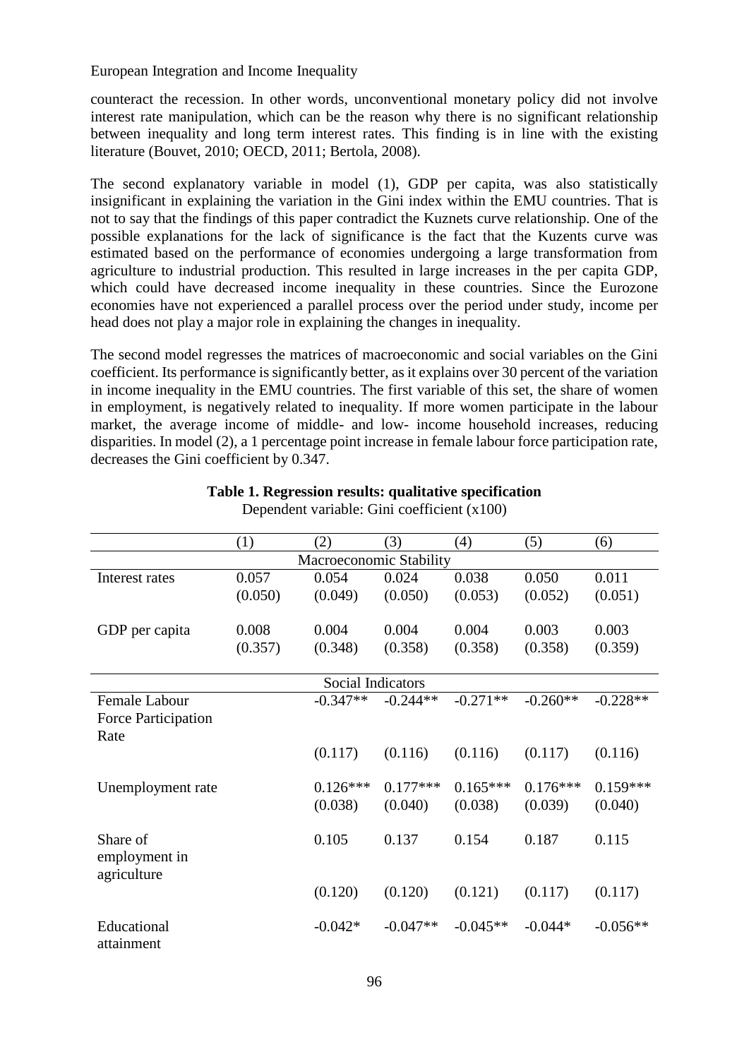counteract the recession. In other words, unconventional monetary policy did not involve interest rate manipulation, which can be the reason why there is no significant relationship between inequality and long term interest rates. This finding is in line with the existing literature (Bouvet, 2010; OECD, 2011; Bertola, 2008).

The second explanatory variable in model (1), GDP per capita, was also statistically insignificant in explaining the variation in the Gini index within the EMU countries. That is not to say that the findings of this paper contradict the Kuznets curve relationship. One of the possible explanations for the lack of significance is the fact that the Kuzents curve was estimated based on the performance of economies undergoing a large transformation from agriculture to industrial production. This resulted in large increases in the per capita GDP, which could have decreased income inequality in these countries. Since the Eurozone economies have not experienced a parallel process over the period under study, income per head does not play a major role in explaining the changes in inequality.

The second model regresses the matrices of macroeconomic and social variables on the Gini coefficient. Its performance is significantly better, as it explains over 30 percent of the variation in income inequality in the EMU countries. The first variable of this set, the share of women in employment, is negatively related to inequality. If more women participate in the labour market, the average income of middle- and low- income household increases, reducing disparities. In model (2), a 1 percentage point increase in female labour force participation rate, decreases the Gini coefficient by 0.347.

**Table 1. Regression results: qualitative specification**

Dependent variable: Gini coefficient (x100)

| | (1) | (2) | (3) | (4) | (5) | (6) |
|---|---|---|---|---|---|---|
| | | Macroeconomic Stability | | | | |
| Interest rates | 0.057 | 0.054 | 0.024 | 0.038 | 0.050 | 0.011 |
| | (0.050) | (0.049) | (0.050) | (0.053) | (0.052) | (0.051) |
| GDP per capita | 0.008 | 0.004 | 0.004 | 0.004 | 0.003 | 0.003 |
| | (0.357) | (0.348) | (0.358) | (0.358) | (0.358) | (0.359) |
| | | Social Indicators | | | | |
| Female Labour Force Participation Rate | | -0.347** | -0.244** | -0.271** | -0.260** | -0.228** |
| | | (0.117) | (0.116) | (0.116) | (0.117) | (0.116) |
| Unemployment rate | | 0.126*** | 0.177*** | 0.165*** | 0.176*** | 0.159*** |
| | | (0.038) | (0.040) | (0.038) | (0.039) | (0.040) |
| Share of employment in agriculture | | 0.105 | 0.137 | 0.154 | 0.187 | 0.115 |
| | | (0.120) | (0.120) | (0.121) | (0.117) | (0.117) |
| Educational attainment | | -0.042* | -0.047** | -0.045** | -0.044* | -0.056** |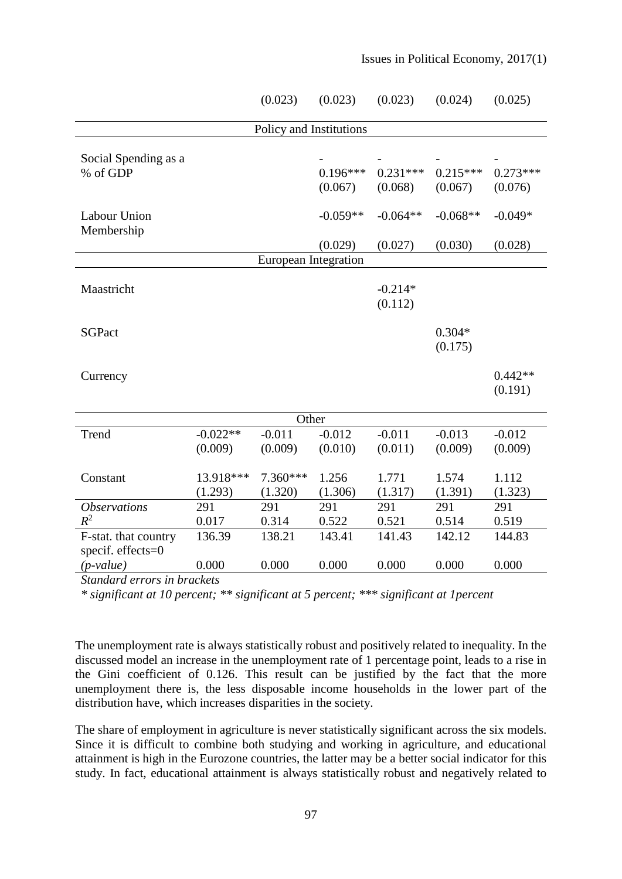| | | | | | | |
|---|---|---|---|---|---|---|
| | | (0.023) | (0.023) | (0.023) | (0.024) | (0.025) |
| **Policy and Institutions** | | | | | | |
| Social Spending as a % of GDP | | | -<br>0.196***<br>(0.067) | -<br>0.231***<br>(0.068) | -<br>0.215***<br>(0.067) | -<br>0.273***<br>(0.076) |
| Labour Union Membership | | | -0.059**<br>(0.029) | -0.064**<br>(0.027) | -0.068**<br>(0.030) | -0.049*<br>(0.028) |
| **European Integration** | | | | | | |
| Maastricht | | | | -0.214*<br>(0.112) | | |
| SGPact | | | | | 0.304*<br>(0.175) | |
| Currency | | | | | | 0.442**<br>(0.191) |
| **Other** | | | | | | |
| Trend | -0.022**<br>(0.009) | -0.011<br>(0.009) | -0.012<br>(0.010) | -0.011<br>(0.011) | -0.013<br>(0.009) | -0.012<br>(0.009) |
| Constant | 13.918***<br>(1.293) | 7.360***<br>(1.320) | 1.256<br>(1.306) | 1.771<br>(1.317) | 1.574<br>(1.391) | 1.112<br>(1.323) |
| *Observations* | 291 | 291 | 291 | 291 | 291 | 291 |
| $R^2$ | 0.017 | 0.314 | 0.522 | 0.521 | 0.514 | 0.519 |
| F-stat. that country specif. effects=0 | 136.39 | 138.21 | 143.41 | 141.43 | 142.12 | 144.83 |
| *(p-value)* | 0.000 | 0.000 | 0.000 | 0.000 | 0.000 | 0.000 |

*Standard errors in brackets*

*\* significant at 10 percent; \*\* significant at 5 percent; \*\*\* significant at 1percent*

The unemployment rate is always statistically robust and positively related to inequality. In the discussed model an increase in the unemployment rate of 1 percentage point, leads to a rise in the Gini coefficient of 0.126. This result can be justified by the fact that the more unemployment there is, the less disposable income households in the lower part of the distribution have, which increases disparities in the society.

The share of employment in agriculture is never statistically significant across the six models. Since it is difficult to combine both studying and working in agriculture, and educational attainment is high in the Eurozone countries, the latter may be a better social indicator for this study. In fact, educational attainment is always statistically robust and negatively related to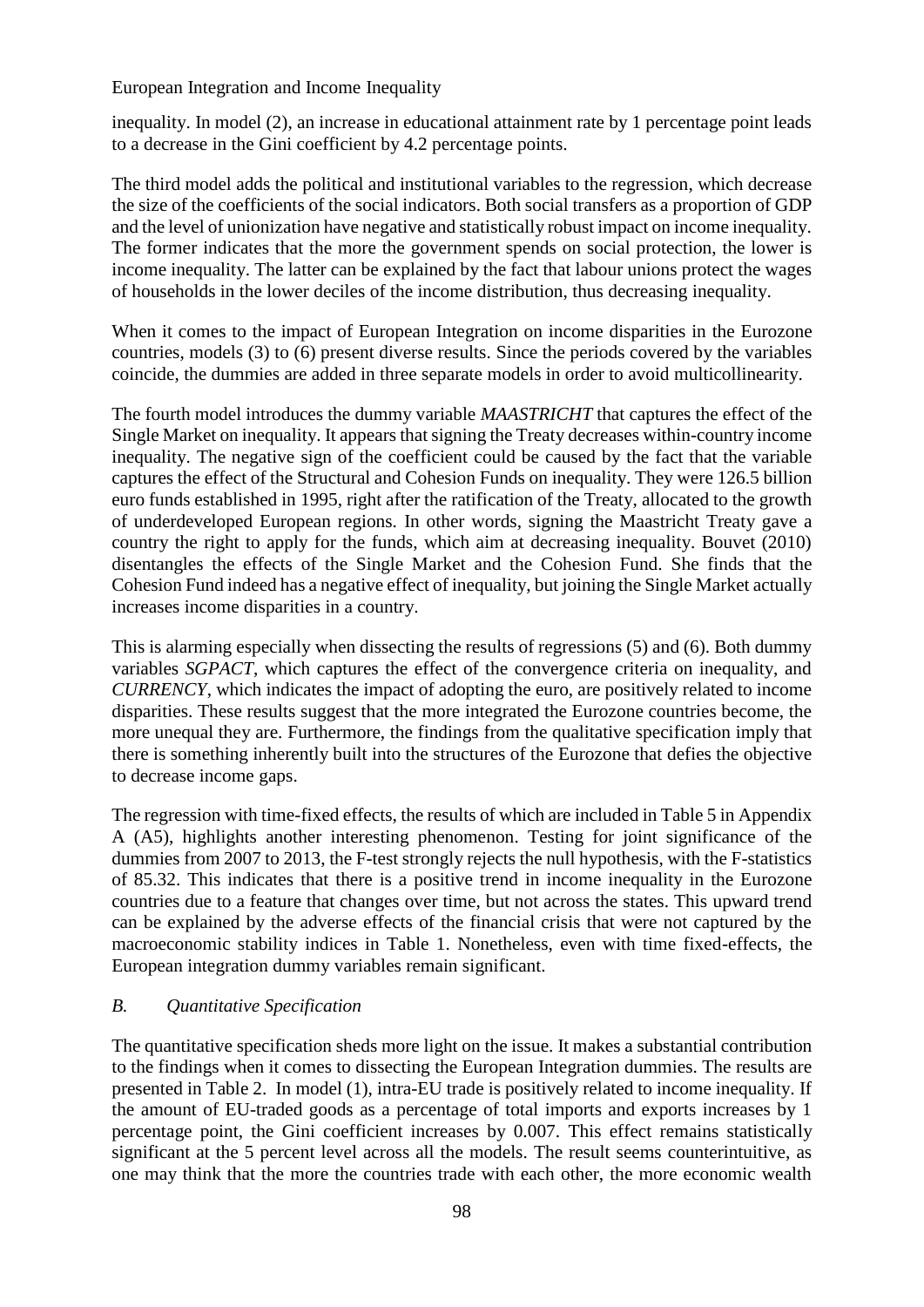inequality. In model (2), an increase in educational attainment rate by 1 percentage point leads to a decrease in the Gini coefficient by 4.2 percentage points.

The third model adds the political and institutional variables to the regression, which decrease the size of the coefficients of the social indicators. Both social transfers as a proportion of GDP and the level of unionization have negative and statistically robust impact on income inequality. The former indicates that the more the government spends on social protection, the lower is income inequality. The latter can be explained by the fact that labour unions protect the wages of households in the lower deciles of the income distribution, thus decreasing inequality.

When it comes to the impact of European Integration on income disparities in the Eurozone countries, models (3) to (6) present diverse results. Since the periods covered by the variables coincide, the dummies are added in three separate models in order to avoid multicollinearity.

The fourth model introduces the dummy variable *MAASTRICHT* that captures the effect of the Single Market on inequality. It appears that signing the Treaty decreases within-country income inequality. The negative sign of the coefficient could be caused by the fact that the variable captures the effect of the Structural and Cohesion Funds on inequality. They were 126.5 billion euro funds established in 1995, right after the ratification of the Treaty, allocated to the growth of underdeveloped European regions. In other words, signing the Maastricht Treaty gave a country the right to apply for the funds, which aim at decreasing inequality. Bouvet (2010) disentangles the effects of the Single Market and the Cohesion Fund. She finds that the Cohesion Fund indeed has a negative effect of inequality, but joining the Single Market actually increases income disparities in a country.

This is alarming especially when dissecting the results of regressions (5) and (6). Both dummy variables *SGPACT*, which captures the effect of the convergence criteria on inequality, and *CURRENCY*, which indicates the impact of adopting the euro, are positively related to income disparities. These results suggest that the more integrated the Eurozone countries become, the more unequal they are. Furthermore, the findings from the qualitative specification imply that there is something inherently built into the structures of the Eurozone that defies the objective to decrease income gaps.

The regression with time-fixed effects, the results of which are included in Table 5 in Appendix A (A5), highlights another interesting phenomenon. Testing for joint significance of the dummies from 2007 to 2013, the F-test strongly rejects the null hypothesis, with the F-statistics of 85.32. This indicates that there is a positive trend in income inequality in the Eurozone countries due to a feature that changes over time, but not across the states. This upward trend can be explained by the adverse effects of the financial crisis that were not captured by the macroeconomic stability indices in Table 1. Nonetheless, even with time fixed-effects, the European integration dummy variables remain significant.

### *B. Quantitative Specification*

The quantitative specification sheds more light on the issue. It makes a substantial contribution to the findings when it comes to dissecting the European Integration dummies. The results are presented in Table 2. In model (1), intra-EU trade is positively related to income inequality. If the amount of EU-traded goods as a percentage of total imports and exports increases by 1 percentage point, the Gini coefficient increases by 0.007. This effect remains statistically significant at the 5 percent level across all the models. The result seems counterintuitive, as one may think that the more the countries trade with each other, the more economic wealth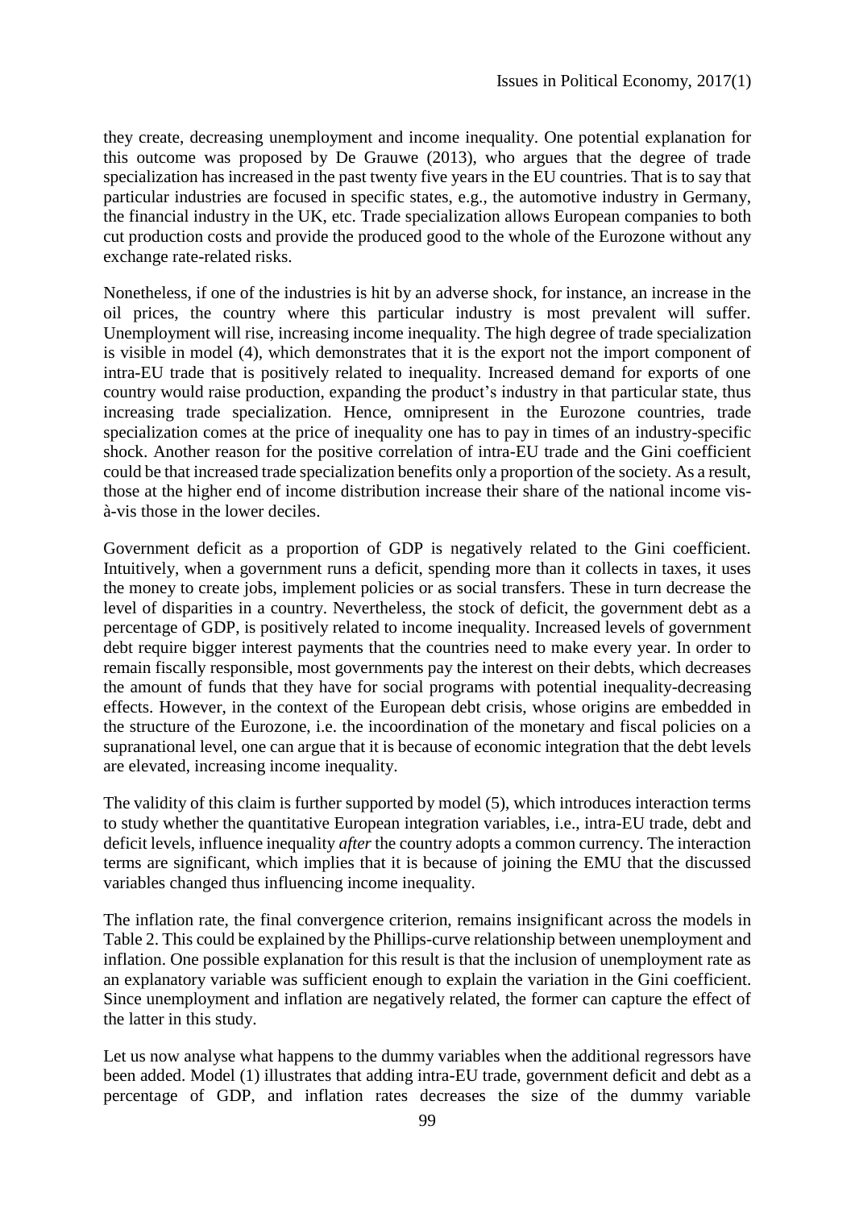they create, decreasing unemployment and income inequality. One potential explanation for this outcome was proposed by De Grauwe (2013), who argues that the degree of trade specialization has increased in the past twenty five years in the EU countries. That is to say that particular industries are focused in specific states, e.g., the automotive industry in Germany, the financial industry in the UK, etc. Trade specialization allows European companies to both cut production costs and provide the produced good to the whole of the Eurozone without any exchange rate-related risks.

Nonetheless, if one of the industries is hit by an adverse shock, for instance, an increase in the oil prices, the country where this particular industry is most prevalent will suffer. Unemployment will rise, increasing income inequality. The high degree of trade specialization is visible in model (4), which demonstrates that it is the export not the import component of intra-EU trade that is positively related to inequality. Increased demand for exports of one country would raise production, expanding the product's industry in that particular state, thus increasing trade specialization. Hence, omnipresent in the Eurozone countries, trade specialization comes at the price of inequality one has to pay in times of an industry-specific shock. Another reason for the positive correlation of intra-EU trade and the Gini coefficient could be that increased trade specialization benefits only a proportion of the society. As a result, those at the higher end of income distribution increase their share of the national income vis-à-vis those in the lower deciles.

Government deficit as a proportion of GDP is negatively related to the Gini coefficient. Intuitively, when a government runs a deficit, spending more than it collects in taxes, it uses the money to create jobs, implement policies or as social transfers. These in turn decrease the level of disparities in a country. Nevertheless, the stock of deficit, the government debt as a percentage of GDP, is positively related to income inequality. Increased levels of government debt require bigger interest payments that the countries need to make every year. In order to remain fiscally responsible, most governments pay the interest on their debts, which decreases the amount of funds that they have for social programs with potential inequality-decreasing effects. However, in the context of the European debt crisis, whose origins are embedded in the structure of the Eurozone, i.e. the incoordination of the monetary and fiscal policies on a supranational level, one can argue that it is because of economic integration that the debt levels are elevated, increasing income inequality.

The validity of this claim is further supported by model (5), which introduces interaction terms to study whether the quantitative European integration variables, i.e., intra-EU trade, debt and deficit levels, influence inequality *after* the country adopts a common currency. The interaction terms are significant, which implies that it is because of joining the EMU that the discussed variables changed thus influencing income inequality.

The inflation rate, the final convergence criterion, remains insignificant across the models in Table 2. This could be explained by the Phillips-curve relationship between unemployment and inflation. One possible explanation for this result is that the inclusion of unemployment rate as an explanatory variable was sufficient enough to explain the variation in the Gini coefficient. Since unemployment and inflation are negatively related, the former can capture the effect of the latter in this study.

Let us now analyse what happens to the dummy variables when the additional regressors have been added. Model (1) illustrates that adding intra-EU trade, government deficit and debt as a percentage of GDP, and inflation rates decreases the size of the dummy variable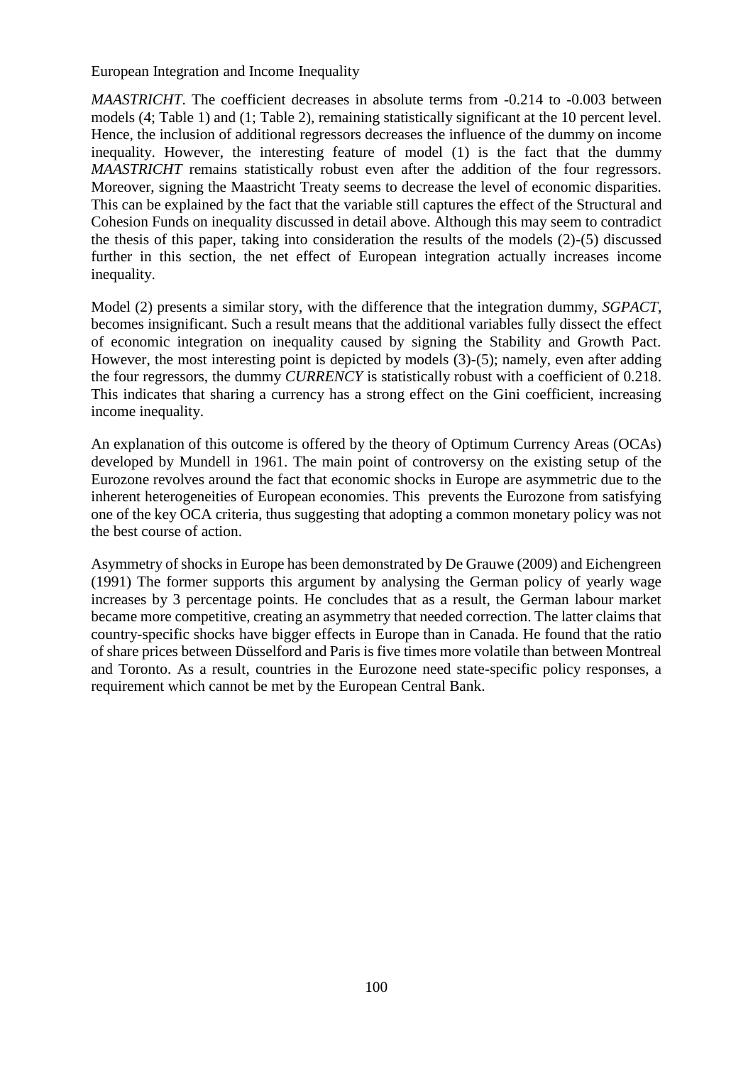*MAASTRICHT*. The coefficient decreases in absolute terms from -0.214 to -0.003 between models (4; Table 1) and (1; Table 2), remaining statistically significant at the 10 percent level. Hence, the inclusion of additional regressors decreases the influence of the dummy on income inequality. However, the interesting feature of model (1) is the fact that the dummy *MAASTRICHT* remains statistically robust even after the addition of the four regressors. Moreover, signing the Maastricht Treaty seems to decrease the level of economic disparities. This can be explained by the fact that the variable still captures the effect of the Structural and Cohesion Funds on inequality discussed in detail above. Although this may seem to contradict the thesis of this paper, taking into consideration the results of the models (2)-(5) discussed further in this section, the net effect of European integration actually increases income inequality.

Model (2) presents a similar story, with the difference that the integration dummy, *SGPACT*, becomes insignificant. Such a result means that the additional variables fully dissect the effect of economic integration on inequality caused by signing the Stability and Growth Pact. However, the most interesting point is depicted by models (3)-(5); namely, even after adding the four regressors, the dummy *CURRENCY* is statistically robust with a coefficient of 0.218. This indicates that sharing a currency has a strong effect on the Gini coefficient, increasing income inequality.

An explanation of this outcome is offered by the theory of Optimum Currency Areas (OCAs) developed by Mundell in 1961. The main point of controversy on the existing setup of the Eurozone revolves around the fact that economic shocks in Europe are asymmetric due to the inherent heterogeneities of European economies. This prevents the Eurozone from satisfying one of the key OCA criteria, thus suggesting that adopting a common monetary policy was not the best course of action.

Asymmetry of shocks in Europe has been demonstrated by De Grauwe (2009) and Eichengreen (1991) The former supports this argument by analysing the German policy of yearly wage increases by 3 percentage points. He concludes that as a result, the German labour market became more competitive, creating an asymmetry that needed correction. The latter claims that country-specific shocks have bigger effects in Europe than in Canada. He found that the ratio of share prices between Düsselford and Paris is five times more volatile than between Montreal and Toronto. As a result, countries in the Eurozone need state-specific policy responses, a requirement which cannot be met by the European Central Bank.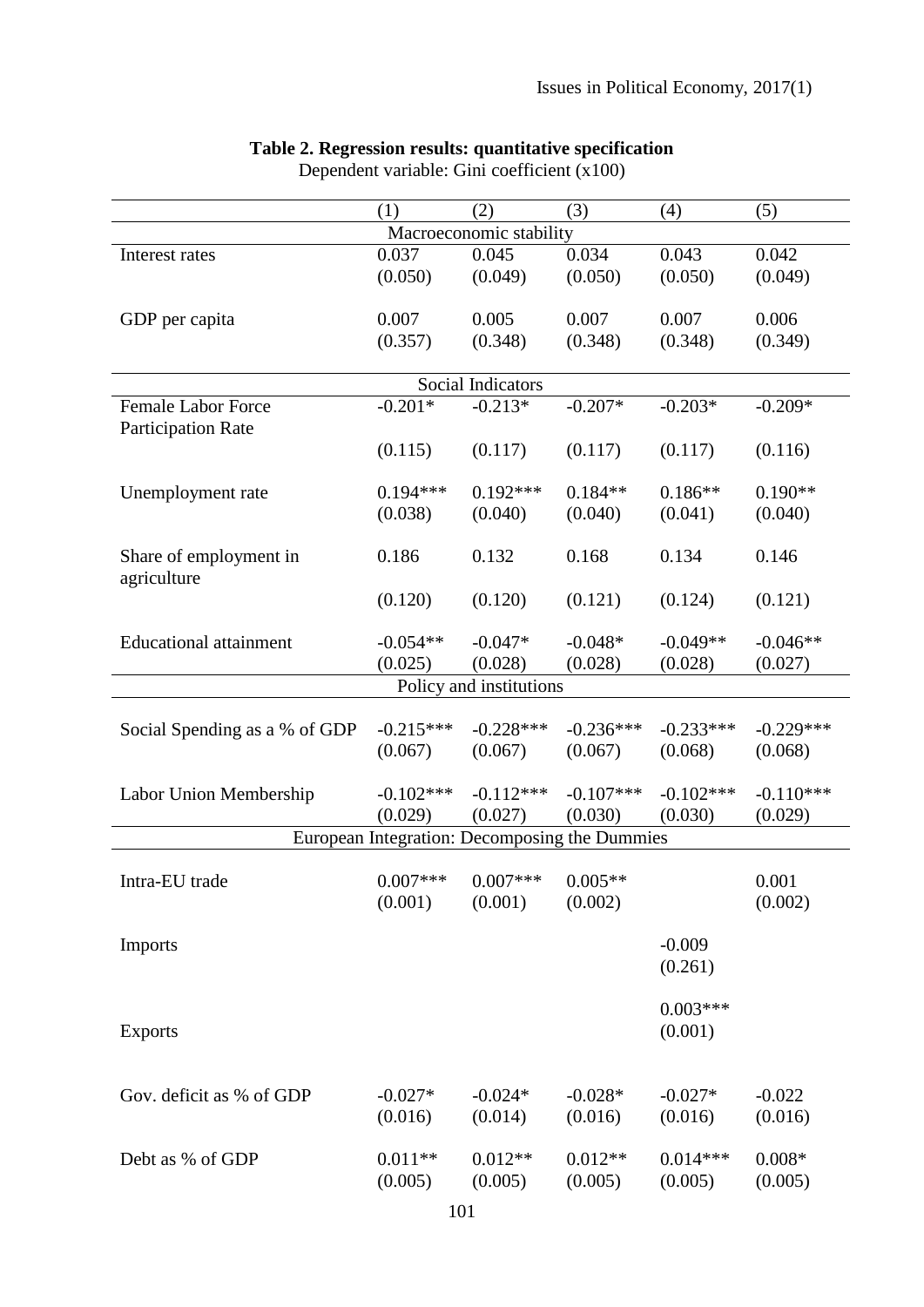**Table 2. Regression results: quantitative specification**

Dependent variable: Gini coefficient (x100)

| | (1) | (2) | (3) | (4) | (5) |
|---|---|---|---|---|---|
| **Macroeconomic stability** | | | | | |
| Interest rates | 0.037 | 0.045 | 0.034 | 0.043 | 0.042 |
| | (0.050) | (0.049) | (0.050) | (0.050) | (0.049) |
| GDP per capita | 0.007 | 0.005 | 0.007 | 0.007 | 0.006 |
| | (0.357) | (0.348) | (0.348) | (0.348) | (0.349) |
| **Social Indicators** | | | | | |
| Female Labor Force Participation Rate | -0.201* | -0.213* | -0.207* | -0.203* | -0.209* |
| | (0.115) | (0.117) | (0.117) | (0.117) | (0.116) |
| Unemployment rate | 0.194*** | 0.192*** | 0.184** | 0.186** | 0.190** |
| | (0.038) | (0.040) | (0.040) | (0.041) | (0.040) |
| Share of employment in agriculture | 0.186 | 0.132 | 0.168 | 0.134 | 0.146 |
| | (0.120) | (0.120) | (0.121) | (0.124) | (0.121) |
| Educational attainment | -0.054** | -0.047* | -0.048* | -0.049** | -0.046** |
| | (0.025) | (0.028) | (0.028) | (0.028) | (0.027) |
| **Policy and institutions** | | | | | |
| Social Spending as a % of GDP | -0.215*** | -0.228*** | -0.236*** | -0.233*** | -0.229*** |
| | (0.067) | (0.067) | (0.067) | (0.068) | (0.068) |
| Labor Union Membership | -0.102*** | -0.112*** | -0.107*** | -0.102*** | -0.110*** |
| | (0.029) | (0.027) | (0.030) | (0.030) | (0.029) |
| **European Integration: Decomposing the Dummies** | | | | | |
| Intra-EU trade | 0.007*** | 0.007*** | 0.005** | | 0.001 |
| | (0.001) | (0.001) | (0.002) | | (0.002) |
| Imports | | | | -0.009 | |
| | | | | (0.261) | |
| Exports | | | | 0.003*** | |
| | | | | (0.001) | |
| Gov. deficit as % of GDP | -0.027* | -0.024* | -0.028* | -0.027* | -0.022 |
| | (0.016) | (0.014) | (0.016) | (0.016) | (0.016) |
| Debt as % of GDP | 0.011** | 0.012** | 0.012** | 0.014*** | 0.008* |
| | (0.005) | (0.005) | (0.005) | (0.005) | (0.005) |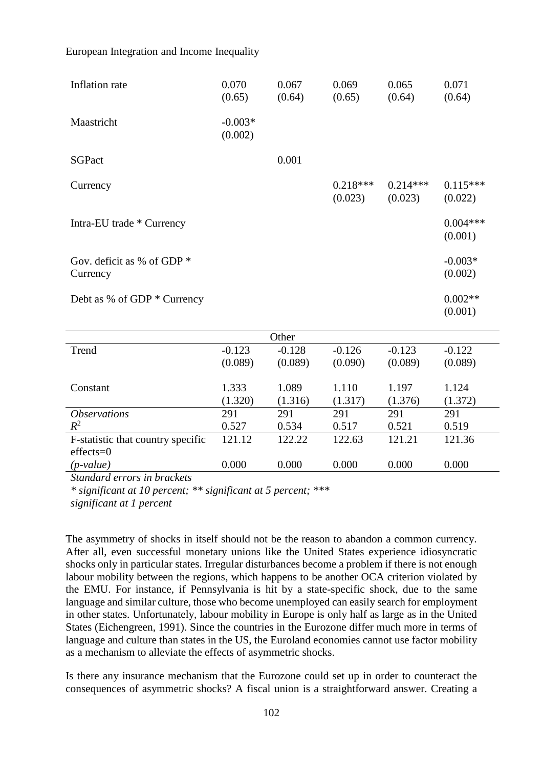| | | | | | |
|---|---|---|---|---|---|
| Inflation rate | 0.070 (0.65) | 0.067 (0.64) | 0.069 (0.65) | 0.065 (0.64) | 0.071 (0.64) |
| Maastricht | -0.003* (0.002) | | | | |
| SGPact | | 0.001 | | | |
| Currency | | | 0.218*** (0.023) | 0.214*** (0.023) | 0.115*** (0.022) |
| Intra-EU trade * Currency | | | | | 0.004*** (0.001) |
| Gov. deficit as % of GDP * Currency | | | | | -0.003* (0.002) |
| Debt as % of GDP * Currency | | | | | 0.002** (0.001) |
| | | Other | | | |
| Trend | -0.123 (0.089) | -0.128 (0.089) | -0.126 (0.090) | -0.123 (0.089) | -0.122 (0.089) |
| Constant | 1.333 (1.320) | 1.089 (1.316) | 1.110 (1.317) | 1.197 (1.376) | 1.124 (1.372) |
| *Observations* | 291 | 291 | 291 | 291 | 291 |
| $R^2$ | 0.527 | 0.534 | 0.517 | 0.521 | 0.519 |
| F-statistic that country specific effects=0 | 121.12 | 122.22 | 122.63 | 121.21 | 121.36 |
| *(p-value)* | 0.000 | 0.000 | 0.000 | 0.000 | 0.000 |

*Standard errors in brackets*

*\* significant at 10 percent; \*\* significant at 5 percent; \*\*\* significant at 1 percent*

The asymmetry of shocks in itself should not be the reason to abandon a common currency. After all, even successful monetary unions like the United States experience idiosyncratic shocks only in particular states. Irregular disturbances become a problem if there is not enough labour mobility between the regions, which happens to be another OCA criterion violated by the EMU. For instance, if Pennsylvania is hit by a state-specific shock, due to the same language and similar culture, those who become unemployed can easily search for employment in other states. Unfortunately, labour mobility in Europe is only half as large as in the United States (Eichengreen, 1991). Since the countries in the Eurozone differ much more in terms of language and culture than states in the US, the Euroland economies cannot use factor mobility as a mechanism to alleviate the effects of asymmetric shocks.

Is there any insurance mechanism that the Eurozone could set up in order to counteract the consequences of asymmetric shocks? A fiscal union is a straightforward answer. Creating a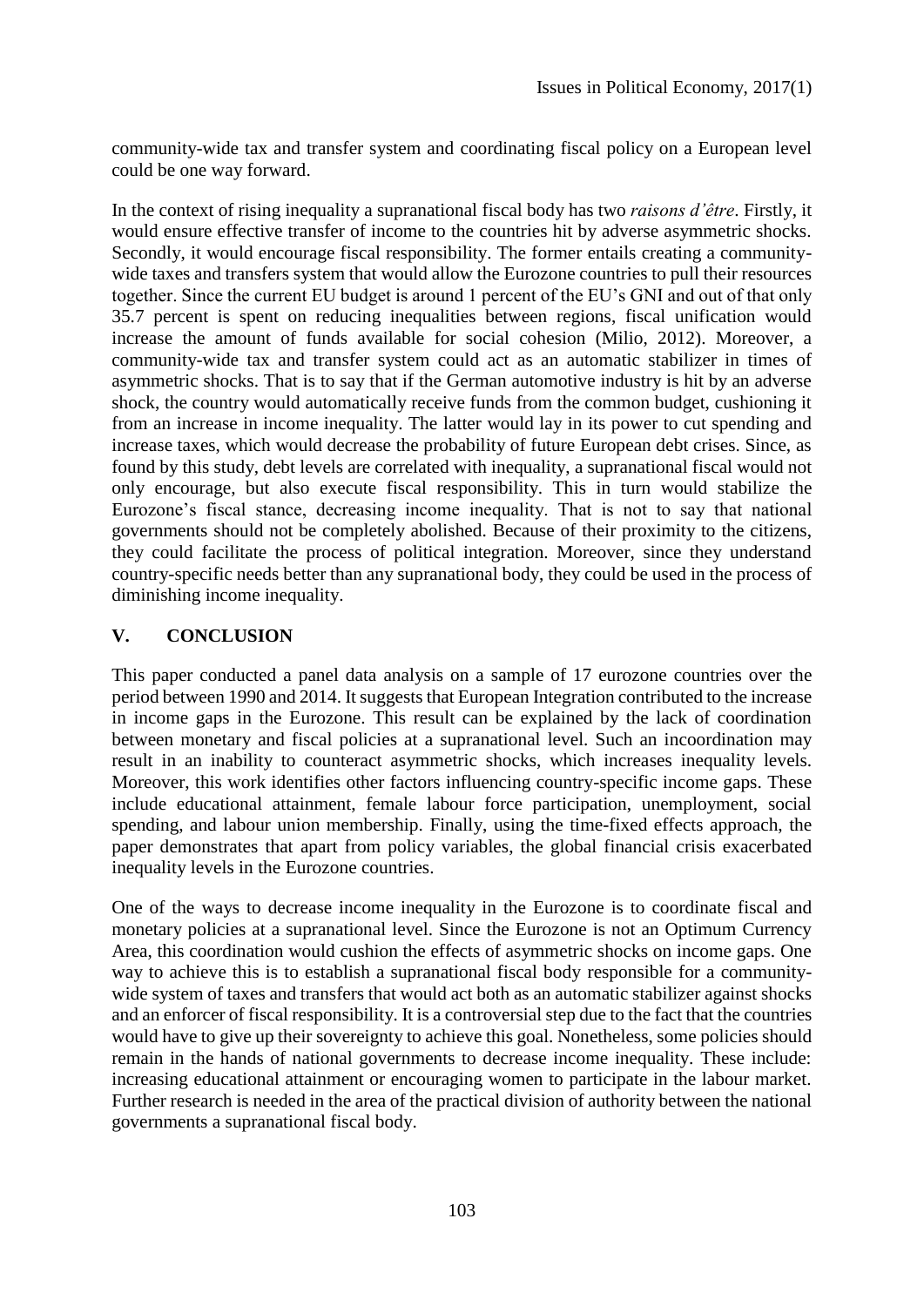community-wide tax and transfer system and coordinating fiscal policy on a European level could be one way forward.

In the context of rising inequality a supranational fiscal body has two *raisons d'être*. Firstly, it would ensure effective transfer of income to the countries hit by adverse asymmetric shocks. Secondly, it would encourage fiscal responsibility. The former entails creating a community-wide taxes and transfers system that would allow the Eurozone countries to pull their resources together. Since the current EU budget is around 1 percent of the EU's GNI and out of that only 35.7 percent is spent on reducing inequalities between regions, fiscal unification would increase the amount of funds available for social cohesion (Milio, 2012). Moreover, a community-wide tax and transfer system could act as an automatic stabilizer in times of asymmetric shocks. That is to say that if the German automotive industry is hit by an adverse shock, the country would automatically receive funds from the common budget, cushioning it from an increase in income inequality. The latter would lay in its power to cut spending and increase taxes, which would decrease the probability of future European debt crises. Since, as found by this study, debt levels are correlated with inequality, a supranational fiscal would not only encourage, but also execute fiscal responsibility. This in turn would stabilize the Eurozone's fiscal stance, decreasing income inequality. That is not to say that national governments should not be completely abolished. Because of their proximity to the citizens, they could facilitate the process of political integration. Moreover, since they understand country-specific needs better than any supranational body, they could be used in the process of diminishing income inequality.

## V. CONCLUSION

This paper conducted a panel data analysis on a sample of 17 eurozone countries over the period between 1990 and 2014. It suggests that European Integration contributed to the increase in income gaps in the Eurozone. This result can be explained by the lack of coordination between monetary and fiscal policies at a supranational level. Such an incoordination may result in an inability to counteract asymmetric shocks, which increases inequality levels. Moreover, this work identifies other factors influencing country-specific income gaps. These include educational attainment, female labour force participation, unemployment, social spending, and labour union membership. Finally, using the time-fixed effects approach, the paper demonstrates that apart from policy variables, the global financial crisis exacerbated inequality levels in the Eurozone countries.

One of the ways to decrease income inequality in the Eurozone is to coordinate fiscal and monetary policies at a supranational level. Since the Eurozone is not an Optimum Currency Area, this coordination would cushion the effects of asymmetric shocks on income gaps. One way to achieve this is to establish a supranational fiscal body responsible for a community-wide system of taxes and transfers that would act both as an automatic stabilizer against shocks and an enforcer of fiscal responsibility. It is a controversial step due to the fact that the countries would have to give up their sovereignty to achieve this goal. Nonetheless, some policies should remain in the hands of national governments to decrease income inequality. These include: increasing educational attainment or encouraging women to participate in the labour market. Further research is needed in the area of the practical division of authority between the national governments a supranational fiscal body.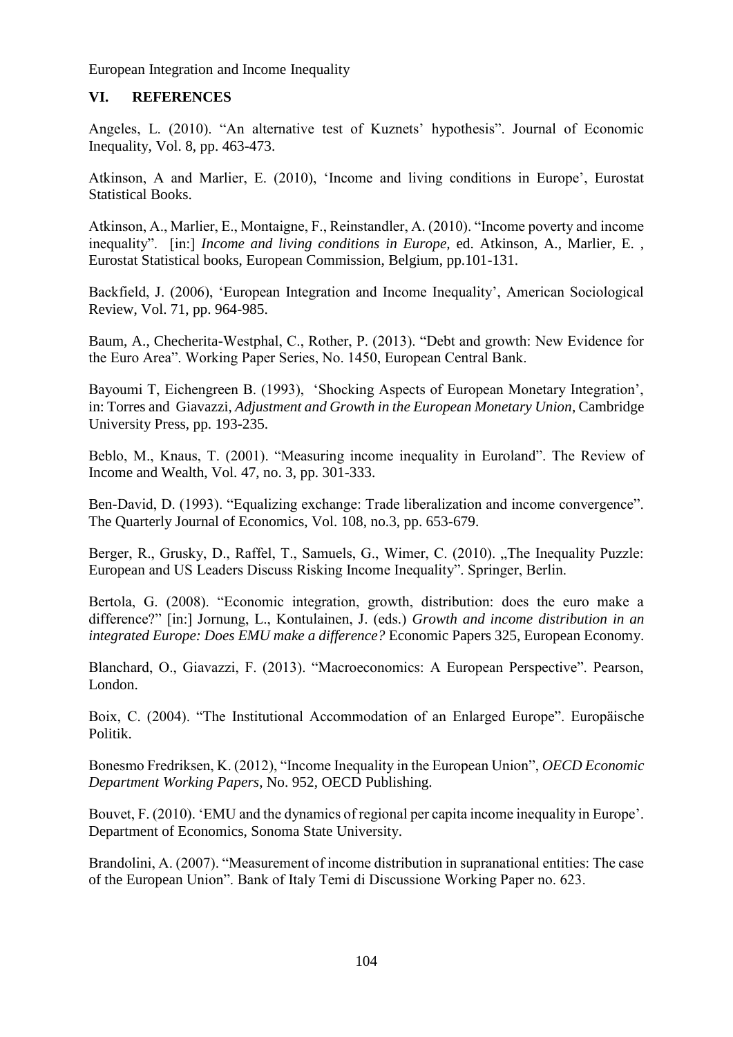## VI. REFERENCES

Angeles, L. (2010). "An alternative test of Kuznets' hypothesis". Journal of Economic Inequality, Vol. 8, pp. 463-473.

Atkinson, A and Marlier, E. (2010), 'Income and living conditions in Europe', Eurostat Statistical Books.

Atkinson, A., Marlier, E., Montaigne, F., Reinstandler, A. (2010). "Income poverty and income inequality". [in:] *Income and living conditions in Europe,* ed. Atkinson, A., Marlier, E. , Eurostat Statistical books, European Commission, Belgium, pp.101-131.

Backfield, J. (2006), 'European Integration and Income Inequality', American Sociological Review, Vol. 71, pp. 964-985.

Baum, A., Checherita-Westphal, C., Rother, P. (2013). "Debt and growth: New Evidence for the Euro Area". Working Paper Series, No. 1450, European Central Bank.

Bayoumi T, Eichengreen B. (1993), 'Shocking Aspects of European Monetary Integration', in: Torres and Giavazzi, *Adjustment and Growth in the European Monetary Union*, Cambridge University Press, pp. 193-235.

Beblo, M., Knaus, T. (2001). "Measuring income inequality in Euroland". The Review of Income and Wealth, Vol. 47, no. 3, pp. 301-333.

Ben-David, D. (1993). "Equalizing exchange: Trade liberalization and income convergence". The Quarterly Journal of Economics, Vol. 108, no.3, pp. 653-679.

Berger, R., Grusky, D., Raffel, T., Samuels, G., Wimer, C. (2010). „The Inequality Puzzle: European and US Leaders Discuss Risking Income Inequality". Springer, Berlin.

Bertola, G. (2008). "Economic integration, growth, distribution: does the euro make a difference?" [in:] Jornung, L., Kontulainen, J. (eds.) *Growth and income distribution in an integrated Europe: Does EMU make a difference?* Economic Papers 325, European Economy.

Blanchard, O., Giavazzi, F. (2013). "Macroeconomics: A European Perspective". Pearson, London.

Boix, C. (2004). "The Institutional Accommodation of an Enlarged Europe". Europäische Politik.

Bonesmo Fredriksen, K. (2012), "Income Inequality in the European Union", *OECD Economic Department Working Papers*, No. 952, OECD Publishing.

Bouvet, F. (2010). 'EMU and the dynamics of regional per capita income inequality in Europe'. Department of Economics, Sonoma State University.

Brandolini, A. (2007). "Measurement of income distribution in supranational entities: The case of the European Union". Bank of Italy Temi di Discussione Working Paper no. 623.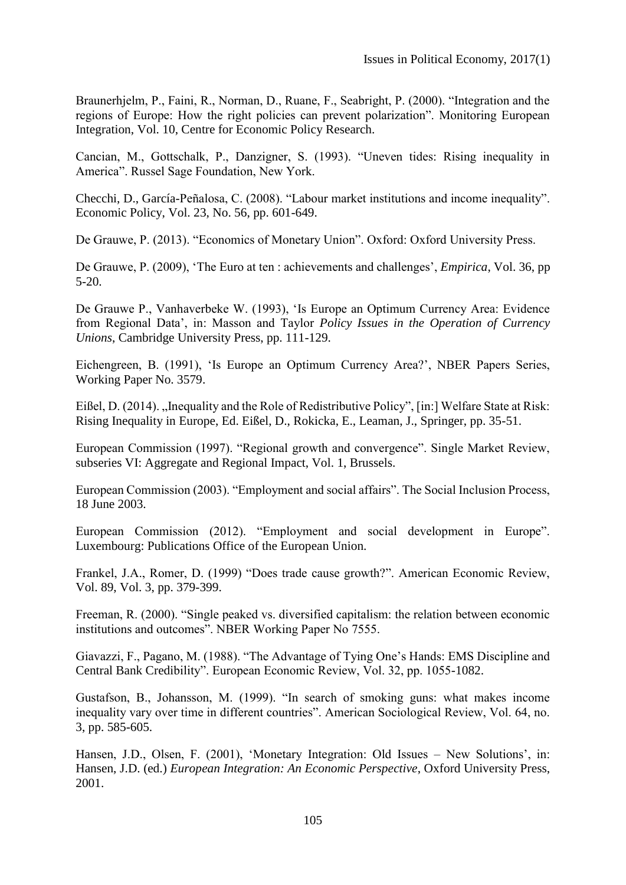Braunerhjelm, P., Faini, R., Norman, D., Ruane, F., Seabright, P. (2000). "Integration and the regions of Europe: How the right policies can prevent polarization". Monitoring European Integration, Vol. 10, Centre for Economic Policy Research.

Cancian, M., Gottschalk, P., Danzigner, S. (1993). "Uneven tides: Rising inequality in America". Russel Sage Foundation, New York.

Checchi, D., García-Peñalosa, C. (2008). "Labour market institutions and income inequality". Economic Policy, Vol. 23, No. 56, pp. 601-649.

De Grauwe, P. (2013). "Economics of Monetary Union". Oxford: Oxford University Press.

De Grauwe, P. (2009), 'The Euro at ten : achievements and challenges', *Empirica*, Vol. 36, pp 5-20.

De Grauwe P., Vanhaverbeke W. (1993), 'Is Europe an Optimum Currency Area: Evidence from Regional Data', in: Masson and Taylor *Policy Issues in the Operation of Currency Unions*, Cambridge University Press, pp. 111-129.

Eichengreen, B. (1991), 'Is Europe an Optimum Currency Area?', NBER Papers Series, Working Paper No. 3579.

Eißel, D. (2014). „Inequality and the Role of Redistributive Policy", [in:] Welfare State at Risk: Rising Inequality in Europe, Ed. Eißel, D., Rokicka, E., Leaman, J., Springer, pp. 35-51.

European Commission (1997). "Regional growth and convergence". Single Market Review, subseries VI: Aggregate and Regional Impact, Vol. 1, Brussels.

European Commission (2003). "Employment and social affairs". The Social Inclusion Process, 18 June 2003.

European Commission (2012). "Employment and social development in Europe". Luxembourg: Publications Office of the European Union.

Frankel, J.A., Romer, D. (1999) "Does trade cause growth?". American Economic Review, Vol. 89, Vol. 3, pp. 379-399.

Freeman, R. (2000). "Single peaked vs. diversified capitalism: the relation between economic institutions and outcomes". NBER Working Paper No 7555.

Giavazzi, F., Pagano, M. (1988). "The Advantage of Tying One's Hands: EMS Discipline and Central Bank Credibility". European Economic Review, Vol. 32, pp. 1055-1082.

Gustafson, B., Johansson, M. (1999). "In search of smoking guns: what makes income inequality vary over time in different countries". American Sociological Review, Vol. 64, no. 3, pp. 585-605.

Hansen, J.D., Olsen, F. (2001), 'Monetary Integration: Old Issues – New Solutions', in: Hansen, J.D. (ed.) *European Integration: An Economic Perspective*, Oxford University Press, 2001.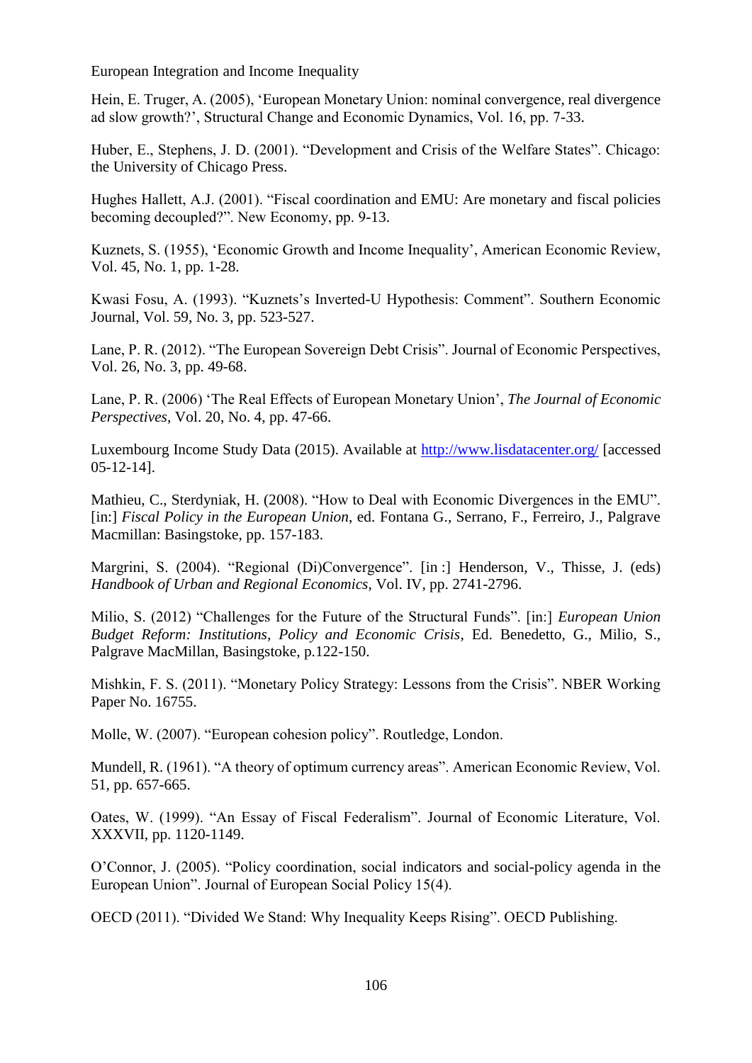Hein, E. Truger, A. (2005), 'European Monetary Union: nominal convergence, real divergence ad slow growth?', Structural Change and Economic Dynamics, Vol. 16, pp. 7-33.

Huber, E., Stephens, J. D. (2001). "Development and Crisis of the Welfare States". Chicago: the University of Chicago Press.

Hughes Hallett, A.J. (2001). "Fiscal coordination and EMU: Are monetary and fiscal policies becoming decoupled?". New Economy, pp. 9-13.

Kuznets, S. (1955), 'Economic Growth and Income Inequality', American Economic Review, Vol. 45, No. 1, pp. 1-28.

Kwasi Fosu, A. (1993). "Kuznets's Inverted-U Hypothesis: Comment". Southern Economic Journal, Vol. 59, No. 3, pp. 523-527.

Lane, P. R. (2012). "The European Sovereign Debt Crisis". Journal of Economic Perspectives, Vol. 26, No. 3, pp. 49-68.

Lane, P. R. (2006) 'The Real Effects of European Monetary Union', *The Journal of Economic Perspectives,* Vol. 20, No. 4, pp. 47-66.

Luxembourg Income Study Data (2015). Available at http://www.lisdatacenter.org/ [accessed 05-12-14].

Mathieu, C., Sterdyniak, H. (2008). "How to Deal with Economic Divergences in the EMU". [in:] *Fiscal Policy in the European Union*, ed. Fontana G., Serrano, F., Ferreiro, J., Palgrave Macmillan: Basingstoke, pp. 157-183.

Margrini, S. (2004). "Regional (Di)Convergence". [in :] Henderson, V., Thisse, J. (eds) *Handbook of Urban and Regional Economics*, Vol. IV, pp. 2741-2796.

Milio, S. (2012) "Challenges for the Future of the Structural Funds". [in:] *European Union Budget Reform: Institutions, Policy and Economic Crisis*, Ed. Benedetto, G., Milio, S., Palgrave MacMillan, Basingstoke, p.122-150.

Mishkin, F. S. (2011). "Monetary Policy Strategy: Lessons from the Crisis". NBER Working Paper No. 16755.

Molle, W. (2007). "European cohesion policy". Routledge, London.

Mundell, R. (1961). "A theory of optimum currency areas". American Economic Review, Vol. 51, pp. 657-665.

Oates, W. (1999). "An Essay of Fiscal Federalism". Journal of Economic Literature, Vol. XXXVII, pp. 1120-1149.

O'Connor, J. (2005). "Policy coordination, social indicators and social-policy agenda in the European Union". Journal of European Social Policy 15(4).

OECD (2011). "Divided We Stand: Why Inequality Keeps Rising". OECD Publishing.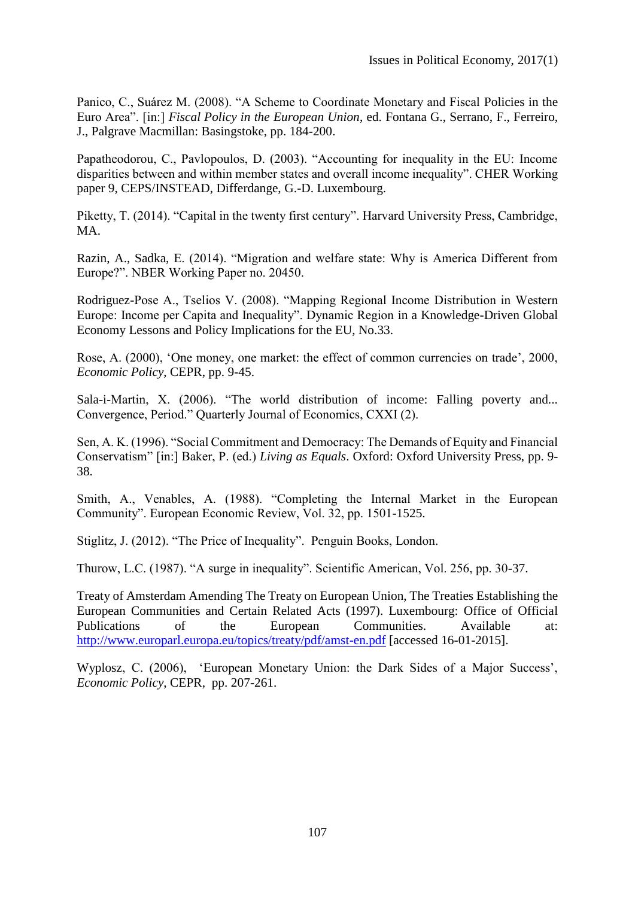Panico, C., Suárez M. (2008). "A Scheme to Coordinate Monetary and Fiscal Policies in the Euro Area". [in:] *Fiscal Policy in the European Union*, ed. Fontana G., Serrano, F., Ferreiro, J., Palgrave Macmillan: Basingstoke, pp. 184-200.

Papatheodorou, C., Pavlopoulos, D. (2003). "Accounting for inequality in the EU: Income disparities between and within member states and overall income inequality". CHER Working paper 9, CEPS/INSTEAD, Differdange, G.-D. Luxembourg.

Piketty, T. (2014). "Capital in the twenty first century". Harvard University Press, Cambridge, MA.

Razin, A., Sadka, E. (2014). "Migration and welfare state: Why is America Different from Europe?". NBER Working Paper no. 20450.

Rodriguez-Pose A., Tselios V. (2008). "Mapping Regional Income Distribution in Western Europe: Income per Capita and Inequality". Dynamic Region in a Knowledge-Driven Global Economy Lessons and Policy Implications for the EU, No.33.

Rose, A. (2000), 'One money, one market: the effect of common currencies on trade', 2000, *Economic Policy*, CEPR, pp. 9-45.

Sala-i-Martin, X. (2006). "The world distribution of income: Falling poverty and... Convergence, Period." Quarterly Journal of Economics, CXXI (2).

Sen, A. K. (1996). "Social Commitment and Democracy: The Demands of Equity and Financial Conservatism" [in:] Baker, P. (ed.) *Living as Equals*. Oxford: Oxford University Press, pp. 9-38.

Smith, A., Venables, A. (1988). "Completing the Internal Market in the European Community". European Economic Review, Vol. 32, pp. 1501-1525.

Stiglitz, J. (2012). "The Price of Inequality". Penguin Books, London.

Thurow, L.C. (1987). "A surge in inequality". Scientific American, Vol. 256, pp. 30-37.

Treaty of Amsterdam Amending The Treaty on European Union, The Treaties Establishing the European Communities and Certain Related Acts (1997). Luxembourg: Office of Official Publications of the European Communities. Available at: http://www.europarl.europa.eu/topics/treaty/pdf/amst-en.pdf [accessed 16-01-2015].

Wyplosz, C. (2006), 'European Monetary Union: the Dark Sides of a Major Success', *Economic Policy*, CEPR, pp. 207-261.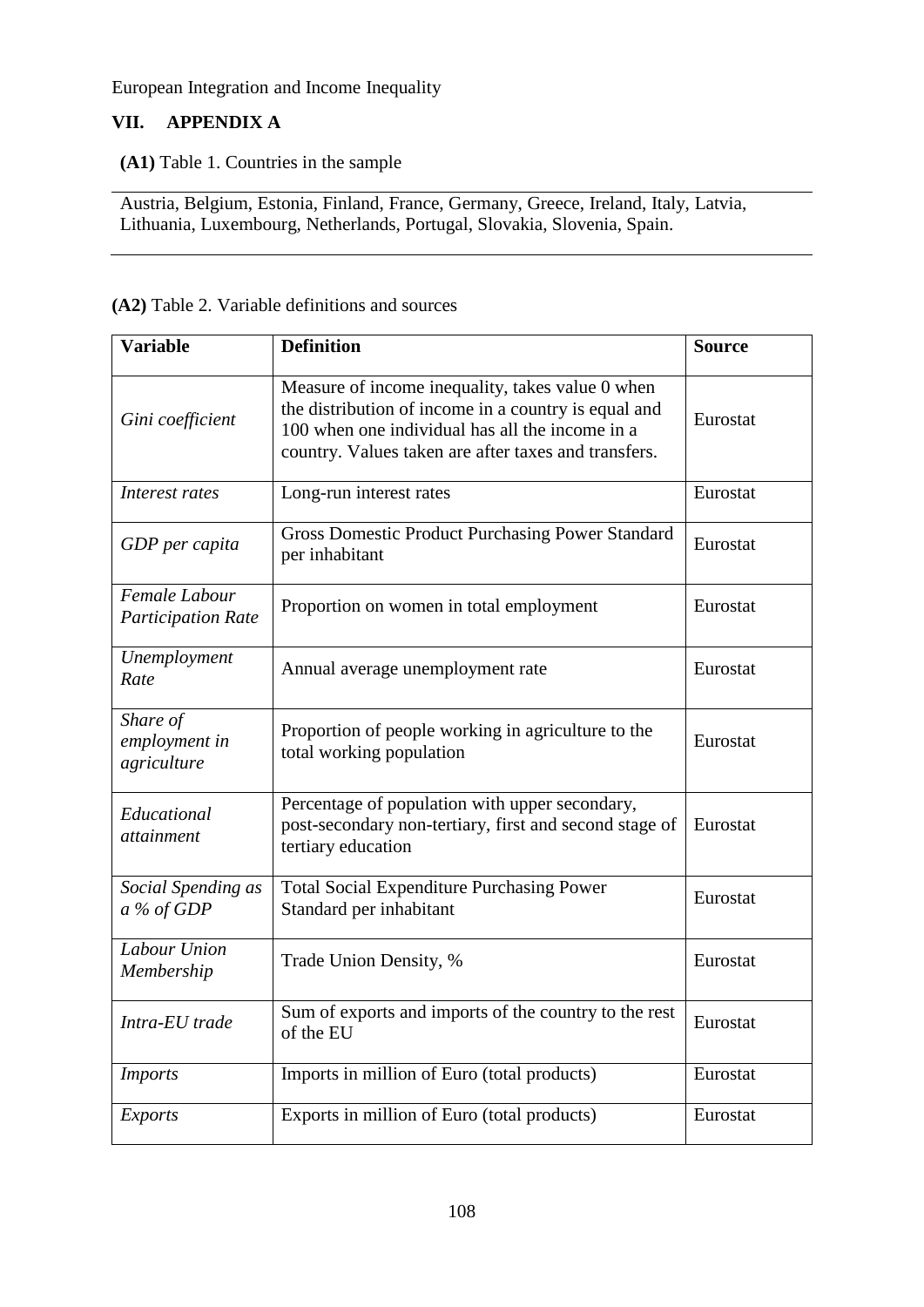## VII. APPENDIX A

**(A1)** Table 1. Countries in the sample

Austria, Belgium, Estonia, Finland, France, Germany, Greece, Ireland, Italy, Latvia, Lithuania, Luxembourg, Netherlands, Portugal, Slovakia, Slovenia, Spain.

**(A2)** Table 2. Variable definitions and sources

| Variable | Definition | Source |
|---|---|---|
| *Gini coefficient* | Measure of income inequality, takes value 0 when the distribution of income in a country is equal and 100 when one individual has all the income in a country. Values taken are after taxes and transfers. | Eurostat |
| *Interest rates* | Long-run interest rates | Eurostat |
| *GDP per capita* | Gross Domestic Product Purchasing Power Standard per inhabitant | Eurostat |
| *Female Labour Participation Rate* | Proportion on women in total employment | Eurostat |
| *Unemployment Rate* | Annual average unemployment rate | Eurostat |
| *Share of employment in agriculture* | Proportion of people working in agriculture to the total working population | Eurostat |
| *Educational attainment* | Percentage of population with upper secondary, post-secondary non-tertiary, first and second stage of tertiary education | Eurostat |
| *Social Spending as a % of GDP* | Total Social Expenditure Purchasing Power Standard per inhabitant | Eurostat |
| *Labour Union Membership* | Trade Union Density, % | Eurostat |
| *Intra-EU trade* | Sum of exports and imports of the country to the rest of the EU | Eurostat |
| *Imports* | Imports in million of Euro (total products) | Eurostat |
| *Exports* | Exports in million of Euro (total products) | Eurostat |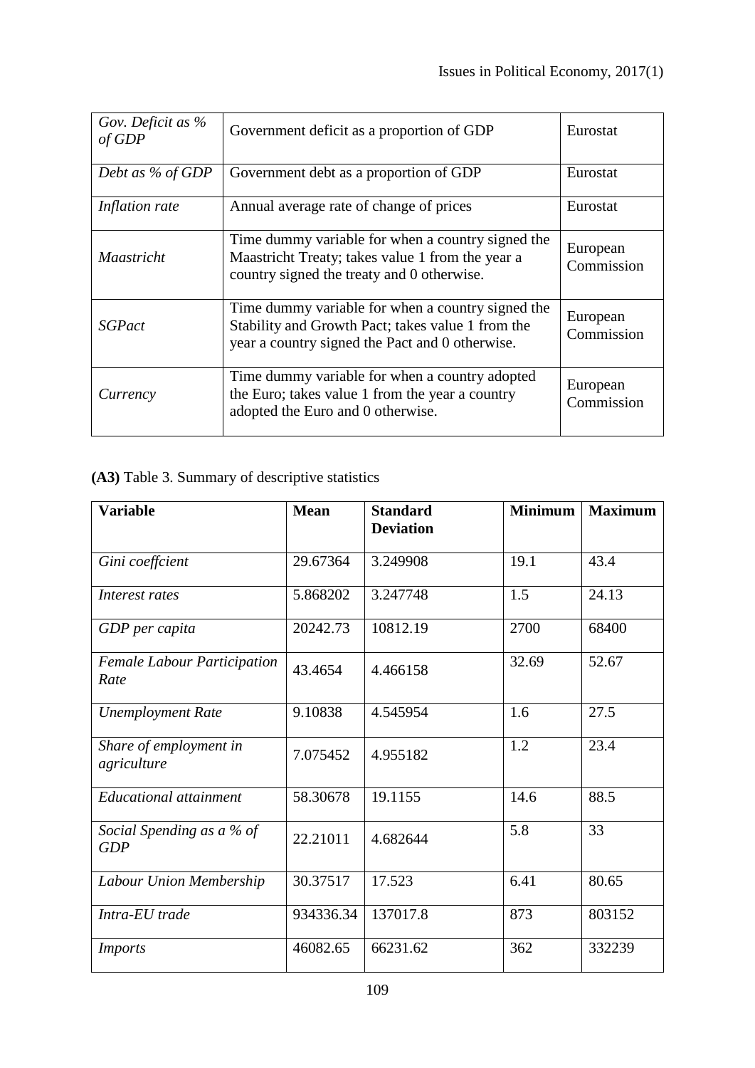| | | |
|---|---|---|
| *Gov. Deficit as % of GDP* | Government deficit as a proportion of GDP | Eurostat |
| *Debt as % of GDP* | Government debt as a proportion of GDP | Eurostat |
| *Inflation rate* | Annual average rate of change of prices | Eurostat |
| *Maastricht* | Time dummy variable for when a country signed the Maastricht Treaty; takes value 1 from the year a country signed the treaty and 0 otherwise. | European Commission |
| *SGPact* | Time dummy variable for when a country signed the Stability and Growth Pact; takes value 1 from the year a country signed the Pact and 0 otherwise. | European Commission |
| *Currency* | Time dummy variable for when a country adopted the Euro; takes value 1 from the year a country adopted the Euro and 0 otherwise. | European Commission |

**(A3)** Table 3. Summary of descriptive statistics

| **Variable** | **Mean** | **Standard Deviation** | **Minimum** | **Maximum** |
|---|---|---|---|---|
| *Gini coeffcient* | 29.67364 | 3.249908 | 19.1 | 43.4 |
| *Interest rates* | 5.868202 | 3.247748 | 1.5 | 24.13 |
| *GDP per capita* | 20242.73 | 10812.19 | 2700 | 68400 |
| *Female Labour Participation Rate* | 43.4654 | 4.466158 | 32.69 | 52.67 |
| *Unemployment Rate* | 9.10838 | 4.545954 | 1.6 | 27.5 |
| *Share of employment in agriculture* | 7.075452 | 4.955182 | 1.2 | 23.4 |
| *Educational attainment* | 58.30678 | 19.1155 | 14.6 | 88.5 |
| *Social Spending as a % of GDP* | 22.21011 | 4.682644 | 5.8 | 33 |
| *Labour Union Membership* | 30.37517 | 17.523 | 6.41 | 80.65 |
| *Intra-EU trade* | 934336.34 | 137017.8 | 873 | 803152 |
| *Imports* | 46082.65 | 66231.62 | 362 | 332239 |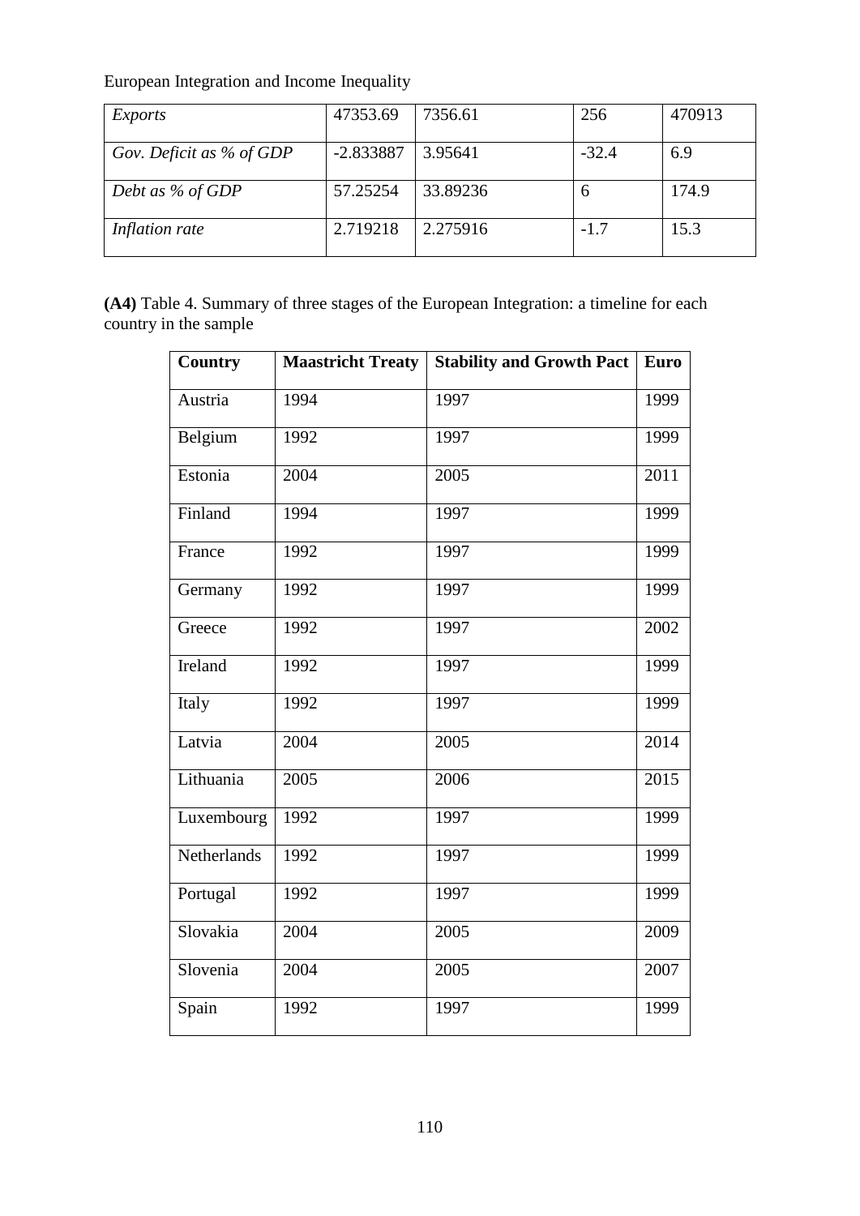| *Exports* | 47353.69 | 7356.61 | 256 | 470913 |
|---|---|---|---|---|
| *Gov. Deficit as % of GDP* | -2.833887 | 3.95641 | -32.4 | 6.9 |
| *Debt as % of GDP* | 57.25254 | 33.89236 | 6 | 174.9 |
| *Inflation rate* | 2.719218 | 2.275916 | -1.7 | 15.3 |

**(A4)** Table 4. Summary of three stages of the European Integration: a timeline for each country in the sample

| Country | Maastricht Treaty | Stability and Growth Pact | Euro |
|---|---|---|---|
| Austria | 1994 | 1997 | 1999 |
| Belgium | 1992 | 1997 | 1999 |
| Estonia | 2004 | 2005 | 2011 |
| Finland | 1994 | 1997 | 1999 |
| France | 1992 | 1997 | 1999 |
| Germany | 1992 | 1997 | 1999 |
| Greece | 1992 | 1997 | 2002 |
| Ireland | 1992 | 1997 | 1999 |
| Italy | 1992 | 1997 | 1999 |
| Latvia | 2004 | 2005 | 2014 |
| Lithuania | 2005 | 2006 | 2015 |
| Luxembourg | 1992 | 1997 | 1999 |
| Netherlands | 1992 | 1997 | 1999 |
| Portugal | 1992 | 1997 | 1999 |
| Slovakia | 2004 | 2005 | 2009 |
| Slovenia | 2004 | 2005 | 2007 |
| Spain | 1992 | 1997 | 1999 |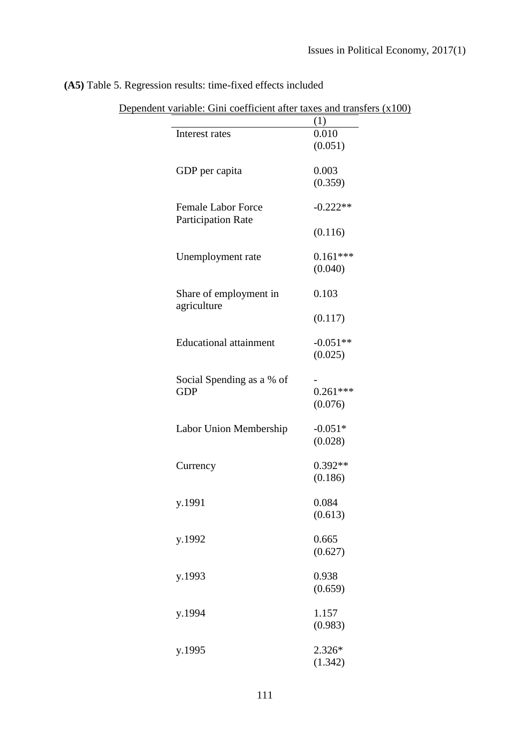**(A5)** Table 5. Regression results: time-fixed effects included

| Dependent variable: Gini coefficient after taxes and transfers (x100) | (1) |
|---|---|
| Interest rates | 0.010 |
| | (0.051) |
| GDP per capita | 0.003 |
| | (0.359) |
| Female Labor Force Participation Rate | -0.222** |
| | (0.116) |
| Unemployment rate | 0.161*** |
| | (0.040) |
| Share of employment in agriculture | 0.103 |
| | (0.117) |
| Educational attainment | -0.051** |
| | (0.025) |
| Social Spending as a % of GDP | -0.261*** |
| | (0.076) |
| Labor Union Membership | -0.051* |
| | (0.028) |
| Currency | 0.392** |
| | (0.186) |
| y.1991 | 0.084 |
| | (0.613) |
| y.1992 | 0.665 |
| | (0.627) |
| y.1993 | 0.938 |
| | (0.659) |
| y.1994 | 1.157 |
| | (0.983) |
| y.1995 | 2.326* |
| | (1.342) |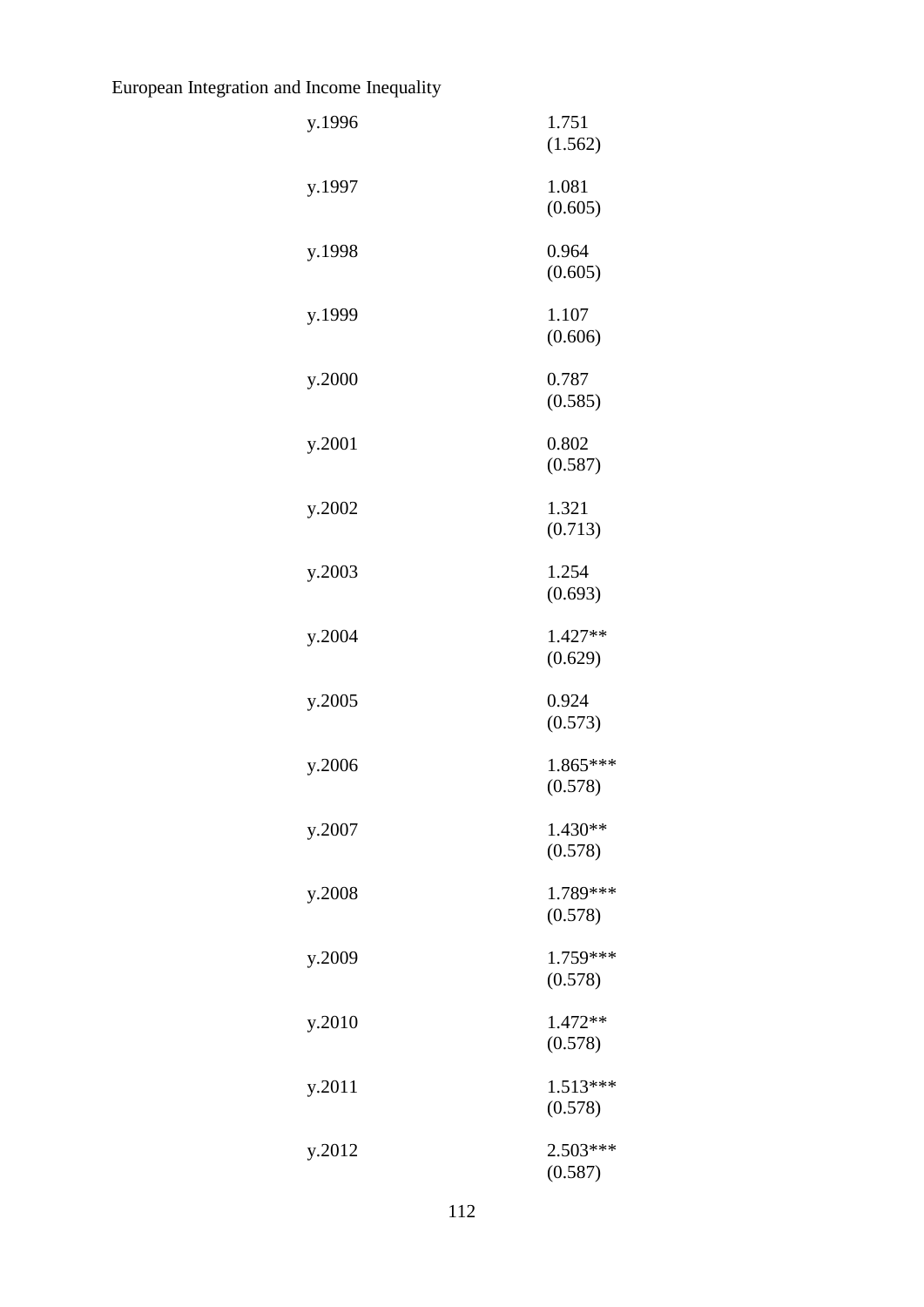| | |
|---|---|
| y.1996 | 1.751 |
| | (1.562) |
| y.1997 | 1.081 |
| | (0.605) |
| y.1998 | 0.964 |
| | (0.605) |
| y.1999 | 1.107 |
| | (0.606) |
| y.2000 | 0.787 |
| | (0.585) |
| y.2001 | 0.802 |
| | (0.587) |
| y.2002 | 1.321 |
| | (0.713) |
| y.2003 | 1.254 |
| | (0.693) |
| y.2004 | 1.427** |
| | (0.629) |
| y.2005 | 0.924 |
| | (0.573) |
| y.2006 | 1.865*** |
| | (0.578) |
| y.2007 | 1.430** |
| | (0.578) |
| y.2008 | 1.789*** |
| | (0.578) |
| y.2009 | 1.759*** |
| | (0.578) |
| y.2010 | 1.472** |
| | (0.578) |
| y.2011 | 1.513*** |
| | (0.578) |
| y.2012 | 2.503*** |
| | (0.587) |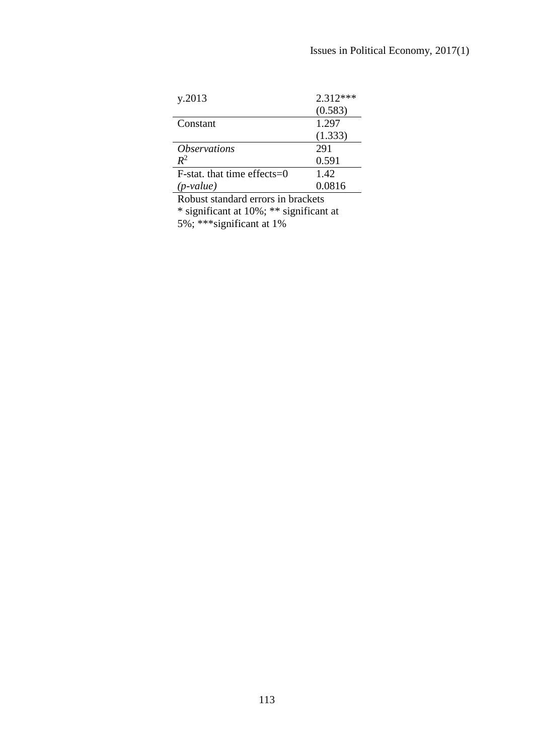| | |
|---|---|
| y.2013 | 2.312*** |
| | (0.583) |
| Constant | 1.297 |
| | (1.333) |
| *Observations* | 291 |
| $R^2$ | 0.591 |
| F-stat. that time effects=0 | 1.42 |
| *(p-value)* | 0.0816 |

Robust standard errors in brackets
* significant at 10%; ** significant at 5%; ***significant at 1%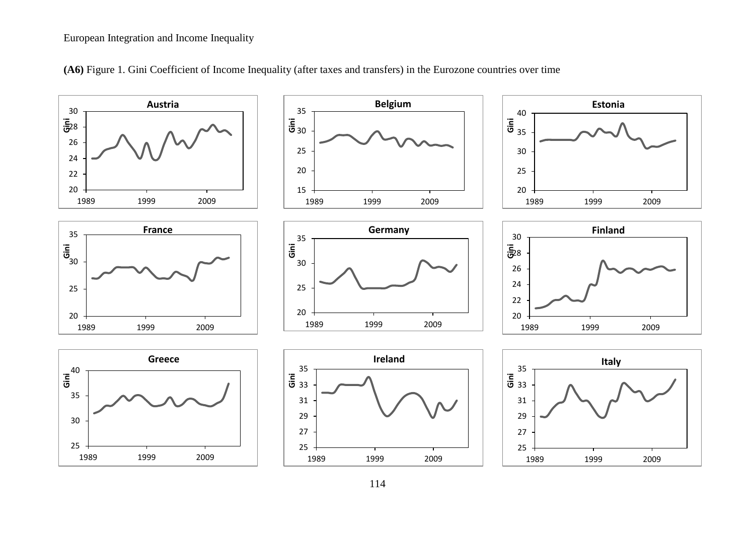**(A6)** Figure 1. Gini Coefficient of Income Inequality (after taxes and transfers) in the Eurozone countries over time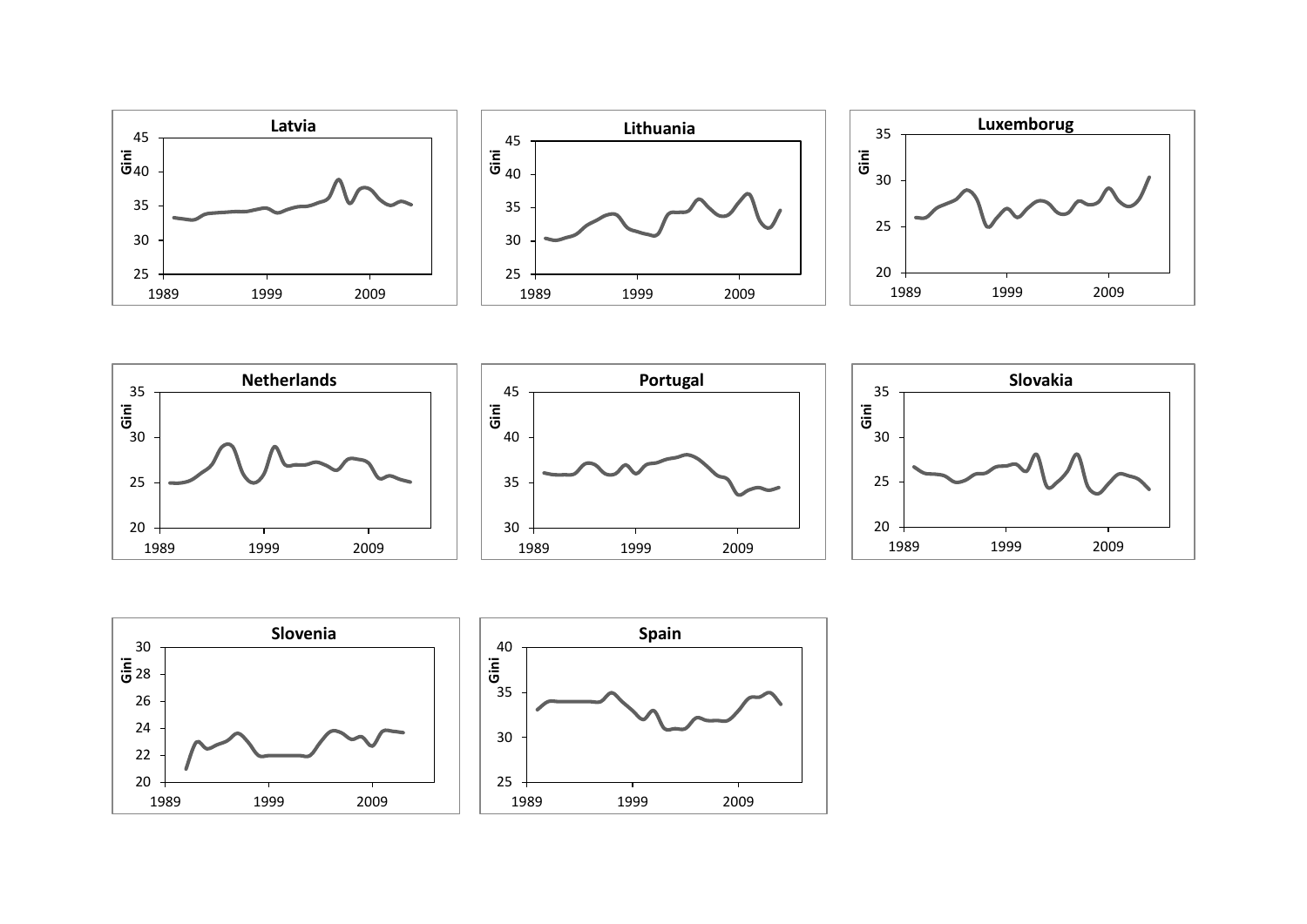Latvia

Gini

45
40
35
30
25

1989 1999 2009

Lithuania

Gini

45
40
35
30
25

1989 1999 2009

Luxemborug

Gini

35
30
25
20

1989 1999 2009

Netherlands

Gini

35
30
25
20

1989 1999 2009

Portugal

Gini

45
40
35
30

1989 1999 2009

Slovakia

Gini

35
30
25
20

1989 1999 2009

Slovenia

Gini

30
28
26
24
22
20

1989 1999 2009

Spain

Gini

40
35
30
25

1989 1999 2009